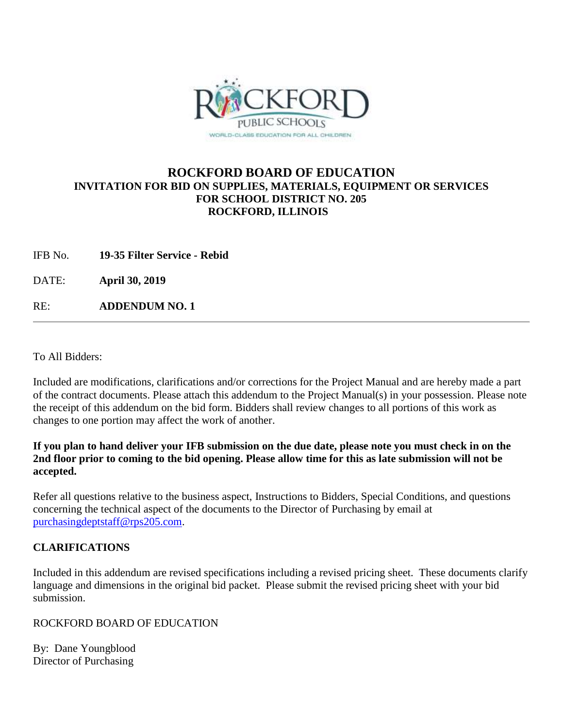# ROCKFORD BOARD OF EDUCATION

## INVITATION FOR BID ON SUPPLIES, MATERIALS, EQUIPMENT OR SERVICES FOR SCHOOL DISTRICT NO. 205 ROCKFORD, ILLINOIS

IFB No. **19-35 Filter Service - Rebid**

DATE: **April 30, 2019**

RE: **ADDENDUM NO. 1**

---

To All Bidders:

Included are modifications, clarifications and/or corrections for the Project Manual and are hereby made a part of the contract documents. Please attach this addendum to the Project Manual(s) in your possession. Please note the receipt of this addendum on the bid form. Bidders shall review changes to all portions of this work as changes to one portion may affect the work of another.

**If you plan to hand deliver your IFB submission on the due date, please note you must check in on the 2nd floor prior to coming to the bid opening. Please allow time for this as late submission will not be accepted.**

Refer all questions relative to the business aspect, Instructions to Bidders, Special Conditions, and questions concerning the technical aspect of the documents to the Director of Purchasing by email at purchasingdeptstaff@rps205.com.

**CLARIFICATIONS**

Included in this addendum are revised specifications including a revised pricing sheet. These documents clarify language and dimensions in the original bid packet. Please submit the revised pricing sheet with your bid submission.

ROCKFORD BOARD OF EDUCATION

By: Dane Youngblood
Director of Purchasing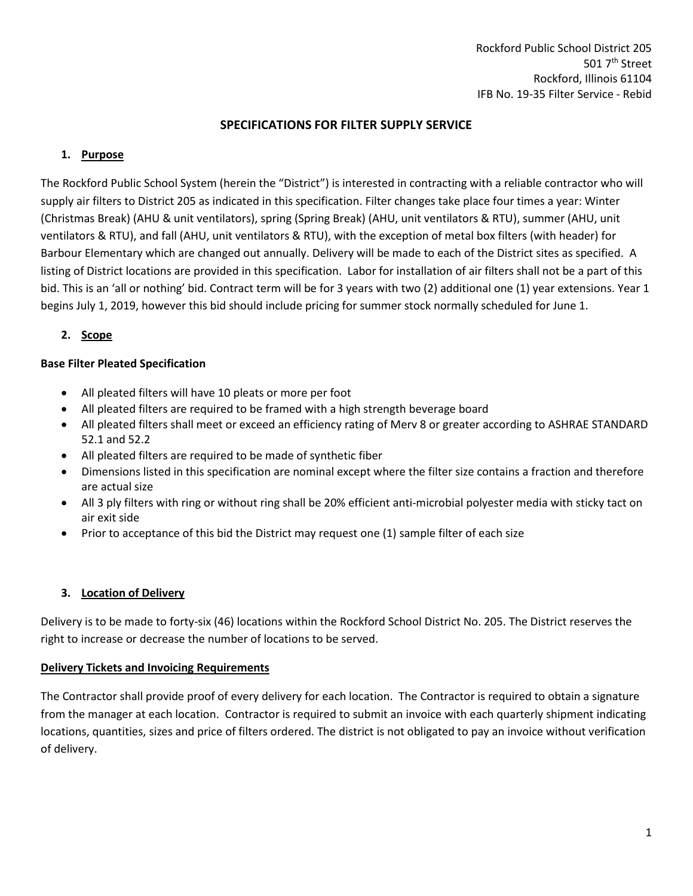Rockford Public School District 205
501 7th Street
Rockford, Illinois 61104
IFB No. 19-35 Filter Service - Rebid

## SPECIFICATIONS FOR FILTER SUPPLY SERVICE

### 1. Purpose

The Rockford Public School System (herein the "District") is interested in contracting with a reliable contractor who will supply air filters to District 205 as indicated in this specification. Filter changes take place four times a year: Winter (Christmas Break) (AHU & unit ventilators), spring (Spring Break) (AHU, unit ventilators & RTU), summer (AHU, unit ventilators & RTU), and fall (AHU, unit ventilators & RTU), with the exception of metal box filters (with header) for Barbour Elementary which are changed out annually. Delivery will be made to each of the District sites as specified. A listing of District locations are provided in this specification. Labor for installation of air filters shall not be a part of this bid. This is an 'all or nothing' bid. Contract term will be for 3 years with two (2) additional one (1) year extensions. Year 1 begins July 1, 2019, however this bid should include pricing for summer stock normally scheduled for June 1.

### 2. Scope

**Base Filter Pleated Specification**

- All pleated filters will have 10 pleats or more per foot
- All pleated filters are required to be framed with a high strength beverage board
- All pleated filters shall meet or exceed an efficiency rating of Merv 8 or greater according to ASHRAE STANDARD 52.1 and 52.2
- All pleated filters are required to be made of synthetic fiber
- Dimensions listed in this specification are nominal except where the filter size contains a fraction and therefore are actual size
- All 3 ply filters with ring or without ring shall be 20% efficient anti-microbial polyester media with sticky tact on air exit side
- Prior to acceptance of this bid the District may request one (1) sample filter of each size

### 3. Location of Delivery

Delivery is to be made to forty-six (46) locations within the Rockford School District No. 205. The District reserves the right to increase or decrease the number of locations to be served.

**Delivery Tickets and Invoicing Requirements**

The Contractor shall provide proof of every delivery for each location. The Contractor is required to obtain a signature from the manager at each location. Contractor is required to submit an invoice with each quarterly shipment indicating locations, quantities, sizes and price of filters ordered. The district is not obligated to pay an invoice without verification of delivery.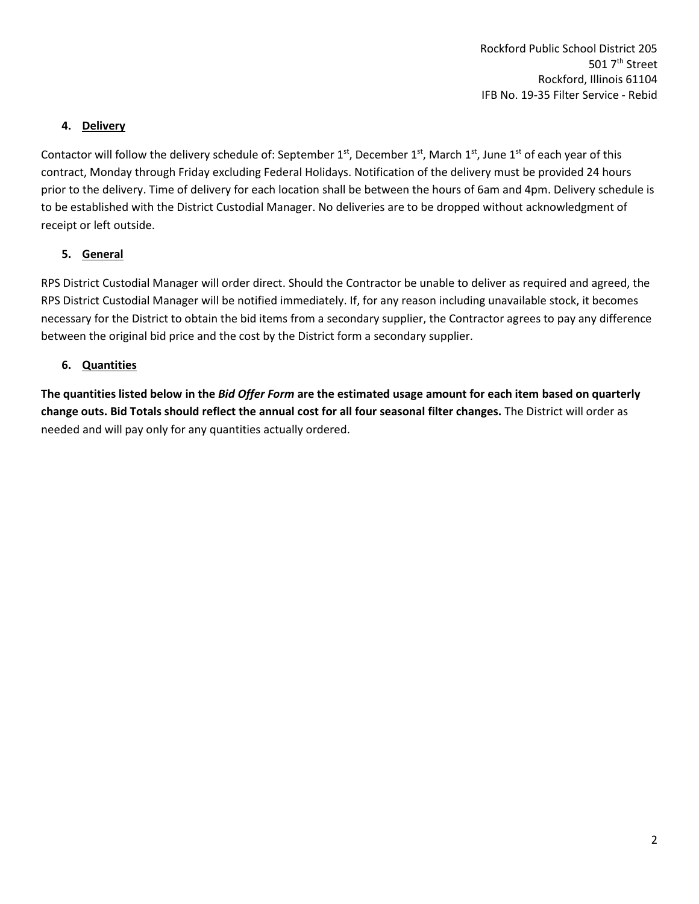## 4. Delivery

Contactor will follow the delivery schedule of: September 1st, December 1st, March 1st, June 1st of each year of this contract, Monday through Friday excluding Federal Holidays. Notification of the delivery must be provided 24 hours prior to the delivery. Time of delivery for each location shall be between the hours of 6am and 4pm. Delivery schedule is to be established with the District Custodial Manager. No deliveries are to be dropped without acknowledgment of receipt or left outside.

## 5. General

RPS District Custodial Manager will order direct. Should the Contractor be unable to deliver as required and agreed, the RPS District Custodial Manager will be notified immediately. If, for any reason including unavailable stock, it becomes necessary for the District to obtain the bid items from a secondary supplier, the Contractor agrees to pay any difference between the original bid price and the cost by the District form a secondary supplier.

## 6. Quantities

**The quantities listed below in the *Bid Offer Form* are the estimated usage amount for each item based on quarterly change outs. Bid Totals should reflect the annual cost for all four seasonal filter changes.** The District will order as needed and will pay only for any quantities actually ordered.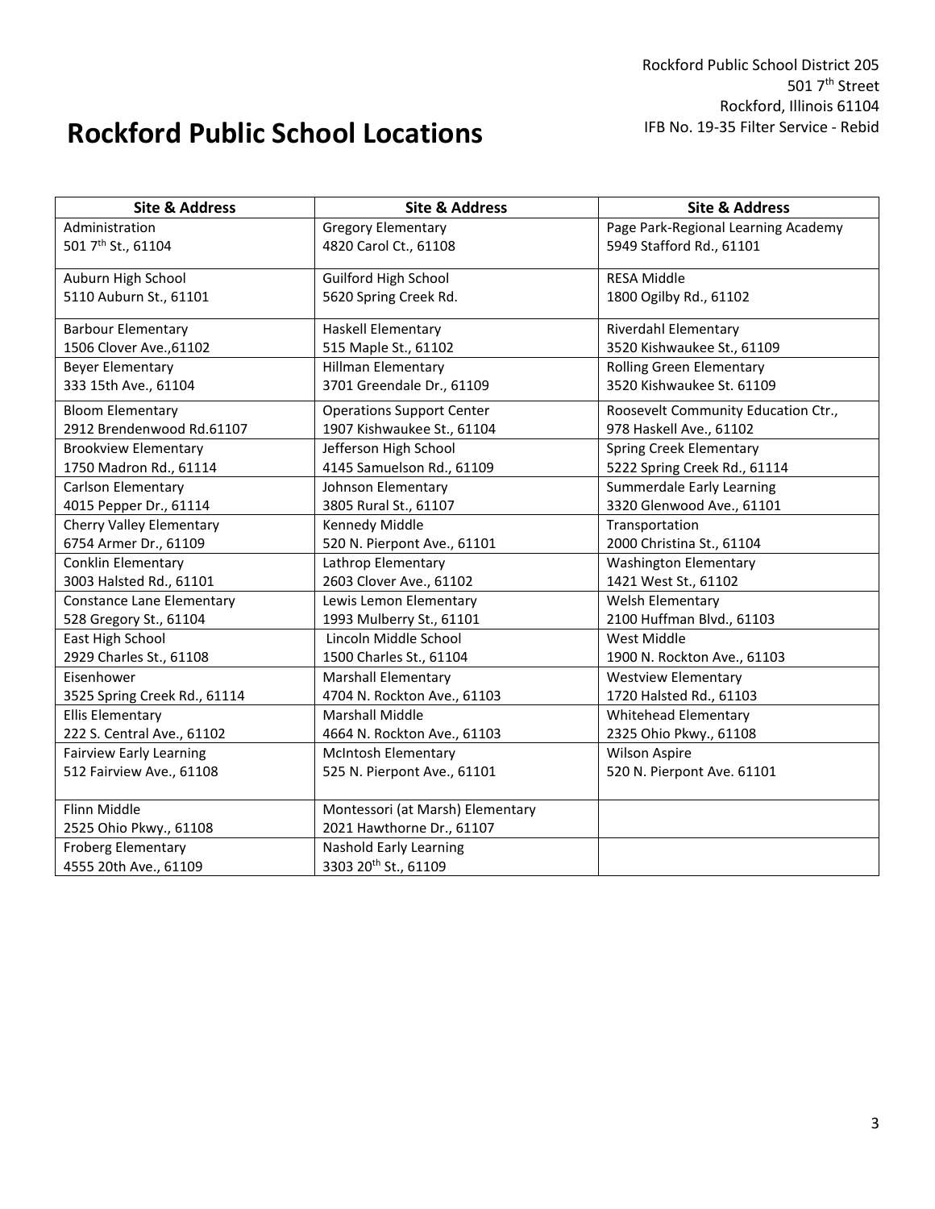Rockford Public School District 205
501 7th Street
Rockford, Illinois 61104
IFB No. 19-35 Filter Service - Rebid

# Rockford Public School Locations

| Site & Address | Site & Address | Site & Address |
|---|---|---|
| Administration<br>501 7th St., 61104 | Gregory Elementary<br>4820 Carol Ct., 61108 | Page Park-Regional Learning Academy<br>5949 Stafford Rd., 61101 |
| Auburn High School<br>5110 Auburn St., 61101 | Guilford High School<br>5620 Spring Creek Rd. | RESA Middle<br>1800 Ogilby Rd., 61102 |
| Barbour Elementary<br>1506 Clover Ave.,61102 | Haskell Elementary<br>515 Maple St., 61102 | Riverdahl Elementary<br>3520 Kishwaukee St., 61109 |
| Beyer Elementary<br>333 15th Ave., 61104 | Hillman Elementary<br>3701 Greendale Dr., 61109 | Rolling Green Elementary<br>3520 Kishwaukee St. 61109 |
| Bloom Elementary<br>2912 Brendenwood Rd.61107 | Operations Support Center<br>1907 Kishwaukee St., 61104 | Roosevelt Community Education Ctr.,<br>978 Haskell Ave., 61102 |
| Brookview Elementary<br>1750 Madron Rd., 61114 | Jefferson High School<br>4145 Samuelson Rd., 61109 | Spring Creek Elementary<br>5222 Spring Creek Rd., 61114 |
| Carlson Elementary<br>4015 Pepper Dr., 61114 | Johnson Elementary<br>3805 Rural St., 61107 | Summerdale Early Learning<br>3320 Glenwood Ave., 61101 |
| Cherry Valley Elementary<br>6754 Armer Dr., 61109 | Kennedy Middle<br>520 N. Pierpont Ave., 61101 | Transportation<br>2000 Christina St., 61104 |
| Conklin Elementary<br>3003 Halsted Rd., 61101 | Lathrop Elementary<br>2603 Clover Ave., 61102 | Washington Elementary<br>1421 West St., 61102 |
| Constance Lane Elementary<br>528 Gregory St., 61104 | Lewis Lemon Elementary<br>1993 Mulberry St., 61101 | Welsh Elementary<br>2100 Huffman Blvd., 61103 |
| East High School<br>2929 Charles St., 61108 | Lincoln Middle School<br>1500 Charles St., 61104 | West Middle<br>1900 N. Rockton Ave., 61103 |
| Eisenhower<br>3525 Spring Creek Rd., 61114 | Marshall Elementary<br>4704 N. Rockton Ave., 61103 | Westview Elementary<br>1720 Halsted Rd., 61103 |
| Ellis Elementary<br>222 S. Central Ave., 61102 | Marshall Middle<br>4664 N. Rockton Ave., 61103 | Whitehead Elementary<br>2325 Ohio Pkwy., 61108 |
| Fairview Early Learning<br>512 Fairview Ave., 61108 | McIntosh Elementary<br>525 N. Pierpont Ave., 61101 | Wilson Aspire<br>520 N. Pierpont Ave. 61101 |
| Flinn Middle<br>2525 Ohio Pkwy., 61108 | Montessori (at Marsh) Elementary<br>2021 Hawthorne Dr., 61107 | |
| Froberg Elementary<br>4555 20th Ave., 61109 | Nashold Early Learning<br>3303 20th St., 61109 | |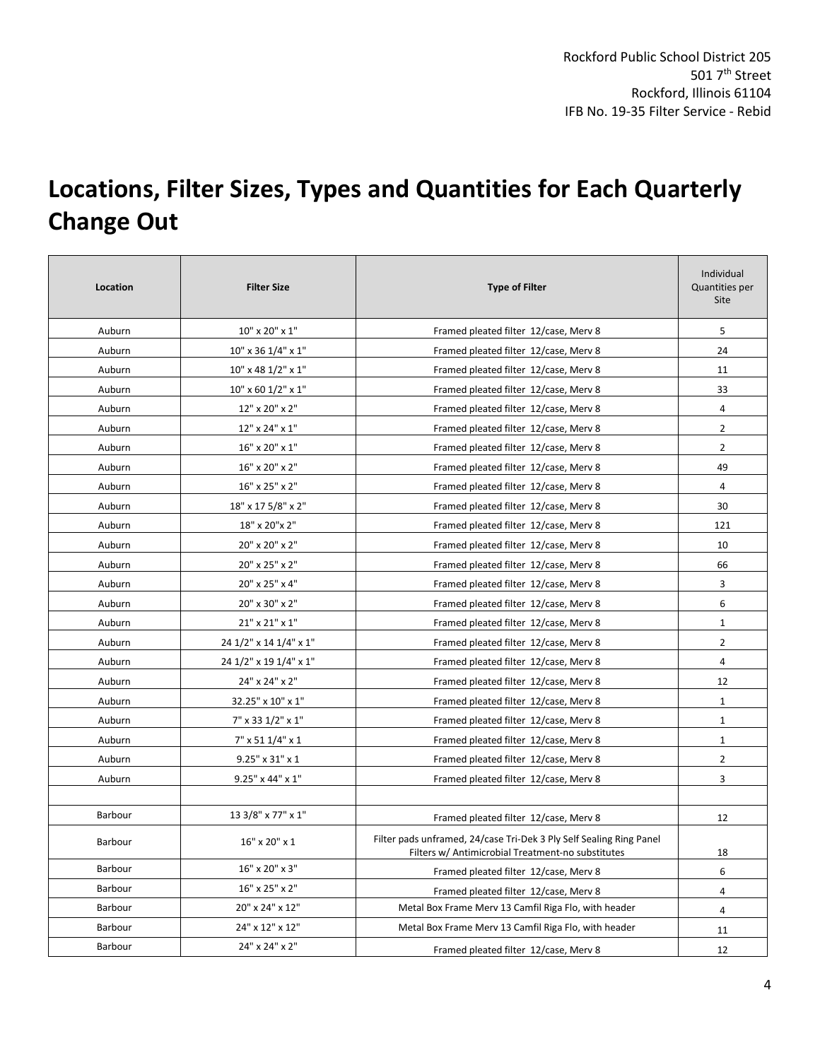# Locations, Filter Sizes, Types and Quantities for Each Quarterly Change Out

| Location | Filter Size | Type of Filter | Individual Quantities per Site |
|---|---|---|---|
| Auburn | 10" x 20" x 1" | Framed pleated filter 12/case, Merv 8 | 5 |
| Auburn | 10" x 36 1/4" x 1" | Framed pleated filter 12/case, Merv 8 | 24 |
| Auburn | 10" x 48 1/2" x 1" | Framed pleated filter 12/case, Merv 8 | 11 |
| Auburn | 10" x 60 1/2" x 1" | Framed pleated filter 12/case, Merv 8 | 33 |
| Auburn | 12" x 20" x 2" | Framed pleated filter 12/case, Merv 8 | 4 |
| Auburn | 12" x 24" x 1" | Framed pleated filter 12/case, Merv 8 | 2 |
| Auburn | 16" x 20" x 1" | Framed pleated filter 12/case, Merv 8 | 2 |
| Auburn | 16" x 20" x 2" | Framed pleated filter 12/case, Merv 8 | 49 |
| Auburn | 16" x 25" x 2" | Framed pleated filter 12/case, Merv 8 | 4 |
| Auburn | 18" x 17 5/8" x 2" | Framed pleated filter 12/case, Merv 8 | 30 |
| Auburn | 18" x 20"x 2" | Framed pleated filter 12/case, Merv 8 | 121 |
| Auburn | 20" x 20" x 2" | Framed pleated filter 12/case, Merv 8 | 10 |
| Auburn | 20" x 25" x 2" | Framed pleated filter 12/case, Merv 8 | 66 |
| Auburn | 20" x 25" x 4" | Framed pleated filter 12/case, Merv 8 | 3 |
| Auburn | 20" x 30" x 2" | Framed pleated filter 12/case, Merv 8 | 6 |
| Auburn | 21" x 21" x 1" | Framed pleated filter 12/case, Merv 8 | 1 |
| Auburn | 24 1/2" x 14 1/4" x 1" | Framed pleated filter 12/case, Merv 8 | 2 |
| Auburn | 24 1/2" x 19 1/4" x 1" | Framed pleated filter 12/case, Merv 8 | 4 |
| Auburn | 24" x 24" x 2" | Framed pleated filter 12/case, Merv 8 | 12 |
| Auburn | 32.25" x 10" x 1" | Framed pleated filter 12/case, Merv 8 | 1 |
| Auburn | 7" x 33 1/2" x 1" | Framed pleated filter 12/case, Merv 8 | 1 |
| Auburn | 7" x 51 1/4" x 1 | Framed pleated filter 12/case, Merv 8 | 1 |
| Auburn | 9.25" x 31" x 1 | Framed pleated filter 12/case, Merv 8 | 2 |
| Auburn | 9.25" x 44" x 1" | Framed pleated filter 12/case, Merv 8 | 3 |
| | | | |
| Barbour | 13 3/8" x 77" x 1" | Framed pleated filter 12/case, Merv 8 | 12 |
| Barbour | 16" x 20" x 1 | Filter pads unframed, 24/case Tri-Dek 3 Ply Self Sealing Ring Panel Filters w/ Antimicrobial Treatment-no substitutes | 18 |
| Barbour | 16" x 20" x 3" | Framed pleated filter 12/case, Merv 8 | 6 |
| Barbour | 16" x 25" x 2" | Framed pleated filter 12/case, Merv 8 | 4 |
| Barbour | 20" x 24" x 12" | Metal Box Frame Merv 13 Camfil Riga Flo, with header | 4 |
| Barbour | 24" x 12" x 12" | Metal Box Frame Merv 13 Camfil Riga Flo, with header | 11 |
| Barbour | 24" x 24" x 2" | Framed pleated filter 12/case, Merv 8 | 12 |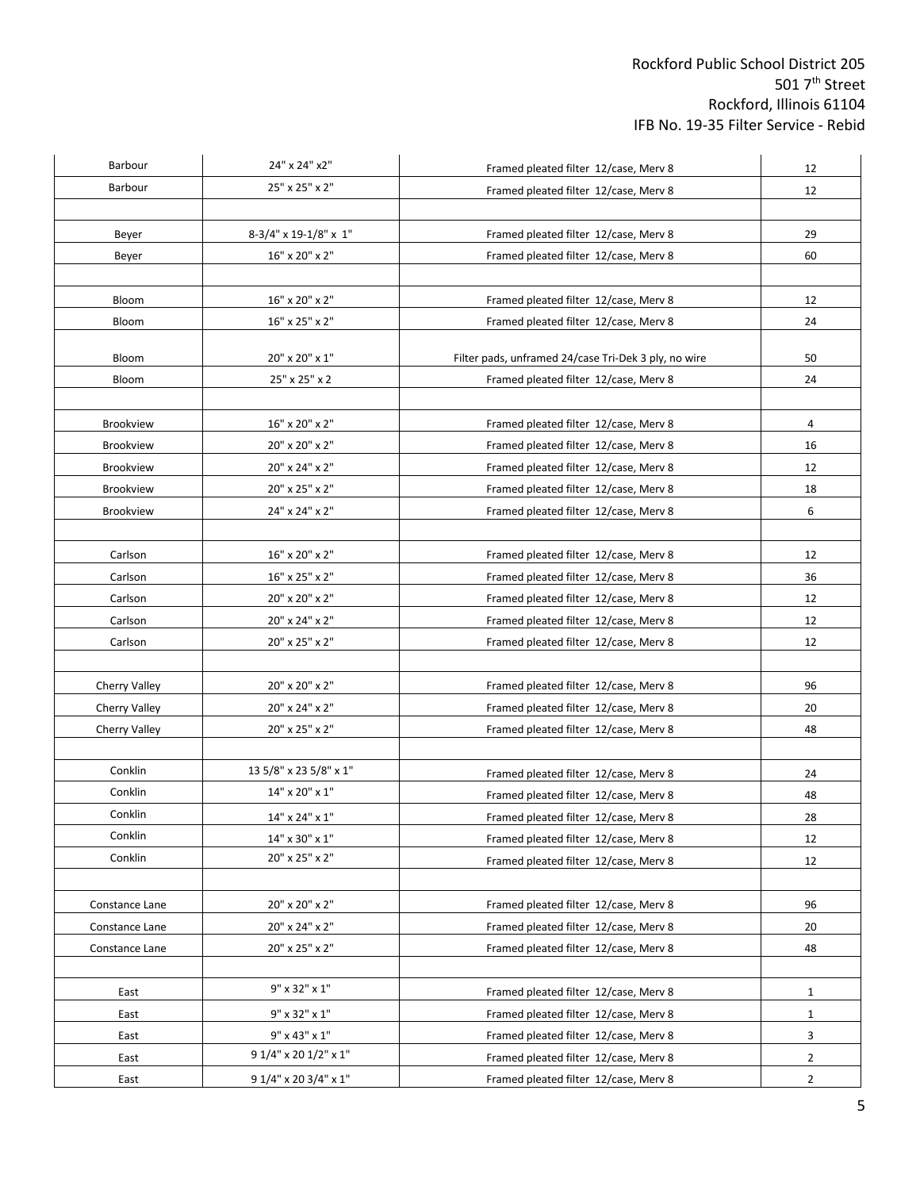| Barbour | 24" x 24" x2" | Framed pleated filter 12/case, Merv 8 | 12 |
|---|---|---|---|
| Barbour | 25" x 25" x 2" | Framed pleated filter 12/case, Merv 8 | 12 |
| | | | |
| Beyer | 8-3/4" x 19-1/8" x 1" | Framed pleated filter 12/case, Merv 8 | 29 |
| Beyer | 16" x 20" x 2" | Framed pleated filter 12/case, Merv 8 | 60 |
| | | | |
| Bloom | 16" x 20" x 2" | Framed pleated filter 12/case, Merv 8 | 12 |
| Bloom | 16" x 25" x 2" | Framed pleated filter 12/case, Merv 8 | 24 |
| Bloom | 20" x 20" x 1" | Filter pads, unframed 24/case Tri-Dek 3 ply, no wire | 50 |
| Bloom | 25" x 25" x 2 | Framed pleated filter 12/case, Merv 8 | 24 |
| | | | |
| Brookview | 16" x 20" x 2" | Framed pleated filter 12/case, Merv 8 | 4 |
| Brookview | 20" x 20" x 2" | Framed pleated filter 12/case, Merv 8 | 16 |
| Brookview | 20" x 24" x 2" | Framed pleated filter 12/case, Merv 8 | 12 |
| Brookview | 20" x 25" x 2" | Framed pleated filter 12/case, Merv 8 | 18 |
| Brookview | 24" x 24" x 2" | Framed pleated filter 12/case, Merv 8 | 6 |
| | | | |
| Carlson | 16" x 20" x 2" | Framed pleated filter 12/case, Merv 8 | 12 |
| Carlson | 16" x 25" x 2" | Framed pleated filter 12/case, Merv 8 | 36 |
| Carlson | 20" x 20" x 2" | Framed pleated filter 12/case, Merv 8 | 12 |
| Carlson | 20" x 24" x 2" | Framed pleated filter 12/case, Merv 8 | 12 |
| Carlson | 20" x 25" x 2" | Framed pleated filter 12/case, Merv 8 | 12 |
| | | | |
| Cherry Valley | 20" x 20" x 2" | Framed pleated filter 12/case, Merv 8 | 96 |
| Cherry Valley | 20" x 24" x 2" | Framed pleated filter 12/case, Merv 8 | 20 |
| Cherry Valley | 20" x 25" x 2" | Framed pleated filter 12/case, Merv 8 | 48 |
| | | | |
| Conklin | 13 5/8" x 23 5/8" x 1" | Framed pleated filter 12/case, Merv 8 | 24 |
| Conklin | 14" x 20" x 1" | Framed pleated filter 12/case, Merv 8 | 48 |
| Conklin | 14" x 24" x 1" | Framed pleated filter 12/case, Merv 8 | 28 |
| Conklin | 14" x 30" x 1" | Framed pleated filter 12/case, Merv 8 | 12 |
| Conklin | 20" x 25" x 2" | Framed pleated filter 12/case, Merv 8 | 12 |
| | | | |
| Constance Lane | 20" x 20" x 2" | Framed pleated filter 12/case, Merv 8 | 96 |
| Constance Lane | 20" x 24" x 2" | Framed pleated filter 12/case, Merv 8 | 20 |
| Constance Lane | 20" x 25" x 2" | Framed pleated filter 12/case, Merv 8 | 48 |
| | | | |
| East | 9" x 32" x 1" | Framed pleated filter 12/case, Merv 8 | 1 |
| East | 9" x 32" x 1" | Framed pleated filter 12/case, Merv 8 | 1 |
| East | 9" x 43" x 1" | Framed pleated filter 12/case, Merv 8 | 3 |
| East | 9 1/4" x 20 1/2" x 1" | Framed pleated filter 12/case, Merv 8 | 2 |
| East | 9 1/4" x 20 3/4" x 1" | Framed pleated filter 12/case, Merv 8 | 2 |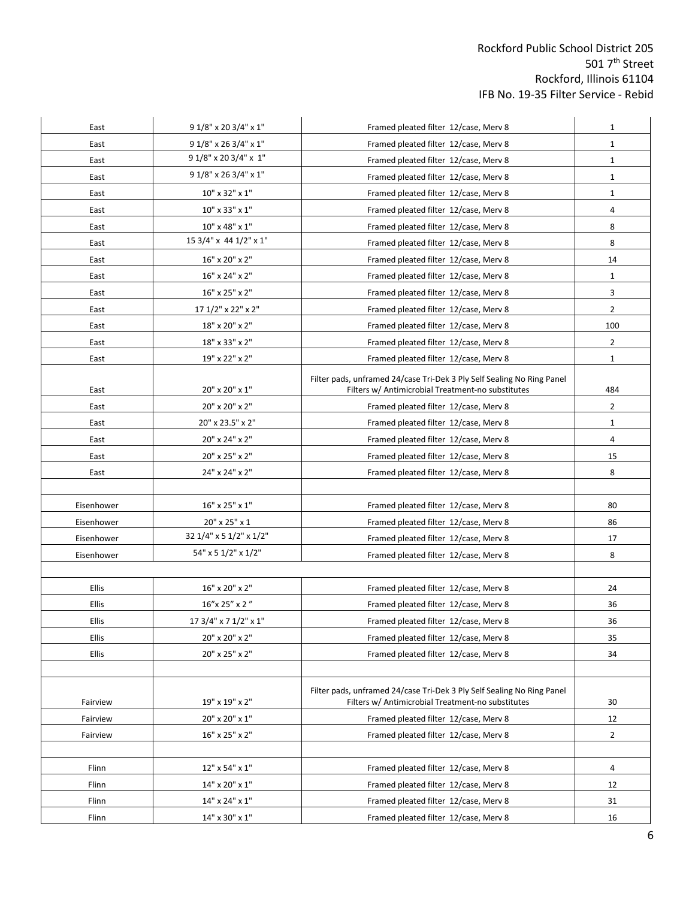| East | 9 1/8" x 20 3/4" x 1" | Framed pleated filter 12/case, Merv 8 | 1 |
|---|---|---|---|
| East | 9 1/8" x 26 3/4" x 1" | Framed pleated filter 12/case, Merv 8 | 1 |
| East | 9 1/8" x 20 3/4" x 1" | Framed pleated filter 12/case, Merv 8 | 1 |
| East | 9 1/8" x 26 3/4" x 1" | Framed pleated filter 12/case, Merv 8 | 1 |
| East | 10" x 32" x 1" | Framed pleated filter 12/case, Merv 8 | 1 |
| East | 10" x 33" x 1" | Framed pleated filter 12/case, Merv 8 | 4 |
| East | 10" x 48" x 1" | Framed pleated filter 12/case, Merv 8 | 8 |
| East | 15 3/4" x 44 1/2" x 1" | Framed pleated filter 12/case, Merv 8 | 8 |
| East | 16" x 20" x 2" | Framed pleated filter 12/case, Merv 8 | 14 |
| East | 16" x 24" x 2" | Framed pleated filter 12/case, Merv 8 | 1 |
| East | 16" x 25" x 2" | Framed pleated filter 12/case, Merv 8 | 3 |
| East | 17 1/2" x 22" x 2" | Framed pleated filter 12/case, Merv 8 | 2 |
| East | 18" x 20" x 2" | Framed pleated filter 12/case, Merv 8 | 100 |
| East | 18" x 33" x 2" | Framed pleated filter 12/case, Merv 8 | 2 |
| East | 19" x 22" x 2" | Framed pleated filter 12/case, Merv 8 | 1 |
| East | 20" x 20" x 1" | Filter pads, unframed 24/case Tri-Dek 3 Ply Self Sealing No Ring Panel Filters w/ Antimicrobial Treatment-no substitutes | 484 |
| East | 20" x 20" x 2" | Framed pleated filter 12/case, Merv 8 | 2 |
| East | 20" x 23.5" x 2" | Framed pleated filter 12/case, Merv 8 | 1 |
| East | 20" x 24" x 2" | Framed pleated filter 12/case, Merv 8 | 4 |
| East | 20" x 25" x 2" | Framed pleated filter 12/case, Merv 8 | 15 |
| East | 24" x 24" x 2" | Framed pleated filter 12/case, Merv 8 | 8 |
| | | | |
| Eisenhower | 16" x 25" x 1" | Framed pleated filter 12/case, Merv 8 | 80 |
| Eisenhower | 20" x 25" x 1 | Framed pleated filter 12/case, Merv 8 | 86 |
| Eisenhower | 32 1/4" x 5 1/2" x 1/2" | Framed pleated filter 12/case, Merv 8 | 17 |
| Eisenhower | 54" x 5 1/2" x 1/2" | Framed pleated filter 12/case, Merv 8 | 8 |
| | | | |
| Ellis | 16" x 20" x 2" | Framed pleated filter 12/case, Merv 8 | 24 |
| Ellis | 16"x 25" x 2 " | Framed pleated filter 12/case, Merv 8 | 36 |
| Ellis | 17 3/4" x 7 1/2" x 1" | Framed pleated filter 12/case, Merv 8 | 36 |
| Ellis | 20" x 20" x 2" | Framed pleated filter 12/case, Merv 8 | 35 |
| Ellis | 20" x 25" x 2" | Framed pleated filter 12/case, Merv 8 | 34 |
| | | | |
| Fairview | 19" x 19" x 2" | Filter pads, unframed 24/case Tri-Dek 3 Ply Self Sealing No Ring Panel Filters w/ Antimicrobial Treatment-no substitutes | 30 |
| Fairview | 20" x 20" x 1" | Framed pleated filter 12/case, Merv 8 | 12 |
| Fairview | 16" x 25" x 2" | Framed pleated filter 12/case, Merv 8 | 2 |
| | | | |
| Flinn | 12" x 54" x 1" | Framed pleated filter 12/case, Merv 8 | 4 |
| Flinn | 14" x 20" x 1" | Framed pleated filter 12/case, Merv 8 | 12 |
| Flinn | 14" x 24" x 1" | Framed pleated filter 12/case, Merv 8 | 31 |
| Flinn | 14" x 30" x 1" | Framed pleated filter 12/case, Merv 8 | 16 |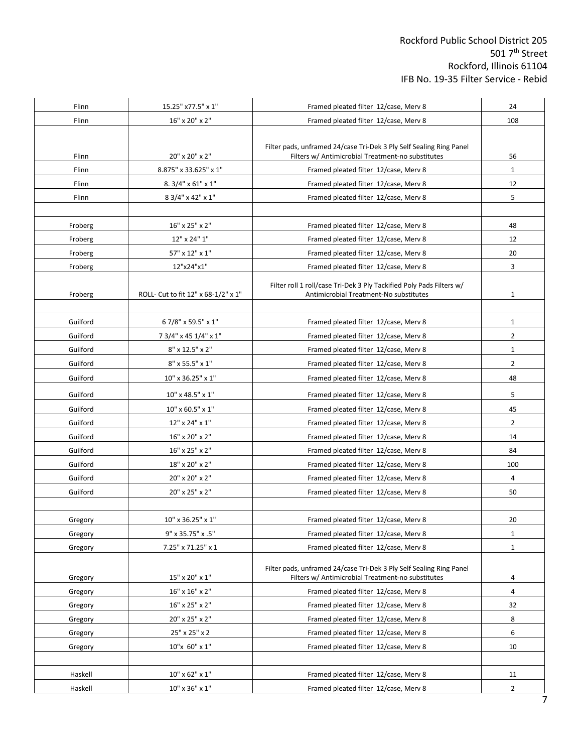| | | | |
|---|---|---|---|
| Flinn | 15.25" x77.5" x 1" | Framed pleated filter 12/case, Merv 8 | 24 |
| Flinn | 16" x 20" x 2" | Framed pleated filter 12/case, Merv 8 | 108 |
| Flinn | 20" x 20" x 2" | Filter pads, unframed 24/case Tri-Dek 3 Ply Self Sealing Ring Panel Filters w/ Antimicrobial Treatment-no substitutes | 56 |
| Flinn | 8.875" x 33.625" x 1" | Framed pleated filter 12/case, Merv 8 | 1 |
| Flinn | 8. 3/4" x 61" x 1" | Framed pleated filter 12/case, Merv 8 | 12 |
| Flinn | 8 3/4" x 42" x 1" | Framed pleated filter 12/case, Merv 8 | 5 |
| | | | |
| Froberg | 16" x 25" x 2" | Framed pleated filter 12/case, Merv 8 | 48 |
| Froberg | 12" x 24" 1" | Framed pleated filter 12/case, Merv 8 | 12 |
| Froberg | 57" x 12" x 1" | Framed pleated filter 12/case, Merv 8 | 20 |
| Froberg | 12"x24"x1" | Framed pleated filter 12/case, Merv 8 | 3 |
| Froberg | ROLL- Cut to fit 12" x 68-1/2" x 1" | Filter roll 1 roll/case Tri-Dek 3 Ply Tackified Poly Pads Filters w/ Antimicrobial Treatment-No substitutes | 1 |
| | | | |
| Guilford | 6 7/8" x 59.5" x 1" | Framed pleated filter 12/case, Merv 8 | 1 |
| Guilford | 7 3/4" x 45 1/4" x 1" | Framed pleated filter 12/case, Merv 8 | 2 |
| Guilford | 8" x 12.5" x 2" | Framed pleated filter 12/case, Merv 8 | 1 |
| Guilford | 8" x 55.5" x 1" | Framed pleated filter 12/case, Merv 8 | 2 |
| Guilford | 10" x 36.25" x 1" | Framed pleated filter 12/case, Merv 8 | 48 |
| Guilford | 10" x 48.5" x 1" | Framed pleated filter 12/case, Merv 8 | 5 |
| Guilford | 10" x 60.5" x 1" | Framed pleated filter 12/case, Merv 8 | 45 |
| Guilford | 12" x 24" x 1" | Framed pleated filter 12/case, Merv 8 | 2 |
| Guilford | 16" x 20" x 2" | Framed pleated filter 12/case, Merv 8 | 14 |
| Guilford | 16" x 25" x 2" | Framed pleated filter 12/case, Merv 8 | 84 |
| Guilford | 18" x 20" x 2" | Framed pleated filter 12/case, Merv 8 | 100 |
| Guilford | 20" x 20" x 2" | Framed pleated filter 12/case, Merv 8 | 4 |
| Guilford | 20" x 25" x 2" | Framed pleated filter 12/case, Merv 8 | 50 |
| | | | |
| Gregory | 10" x 36.25" x 1" | Framed pleated filter 12/case, Merv 8 | 20 |
| Gregory | 9" x 35.75" x .5" | Framed pleated filter 12/case, Merv 8 | 1 |
| Gregory | 7.25" x 71.25" x 1 | Framed pleated filter 12/case, Merv 8 | 1 |
| Gregory | 15" x 20" x 1" | Filter pads, unframed 24/case Tri-Dek 3 Ply Self Sealing Ring Panel Filters w/ Antimicrobial Treatment-no substitutes | 4 |
| Gregory | 16" x 16" x 2" | Framed pleated filter 12/case, Merv 8 | 4 |
| Gregory | 16" x 25" x 2" | Framed pleated filter 12/case, Merv 8 | 32 |
| Gregory | 20" x 25" x 2" | Framed pleated filter 12/case, Merv 8 | 8 |
| Gregory | 25" x 25" x 2 | Framed pleated filter 12/case, Merv 8 | 6 |
| Gregory | 10"x 60" x 1" | Framed pleated filter 12/case, Merv 8 | 10 |
| | | | |
| Haskell | 10" x 62" x 1" | Framed pleated filter 12/case, Merv 8 | 11 |
| Haskell | 10" x 36" x 1" | Framed pleated filter 12/case, Merv 8 | 2 |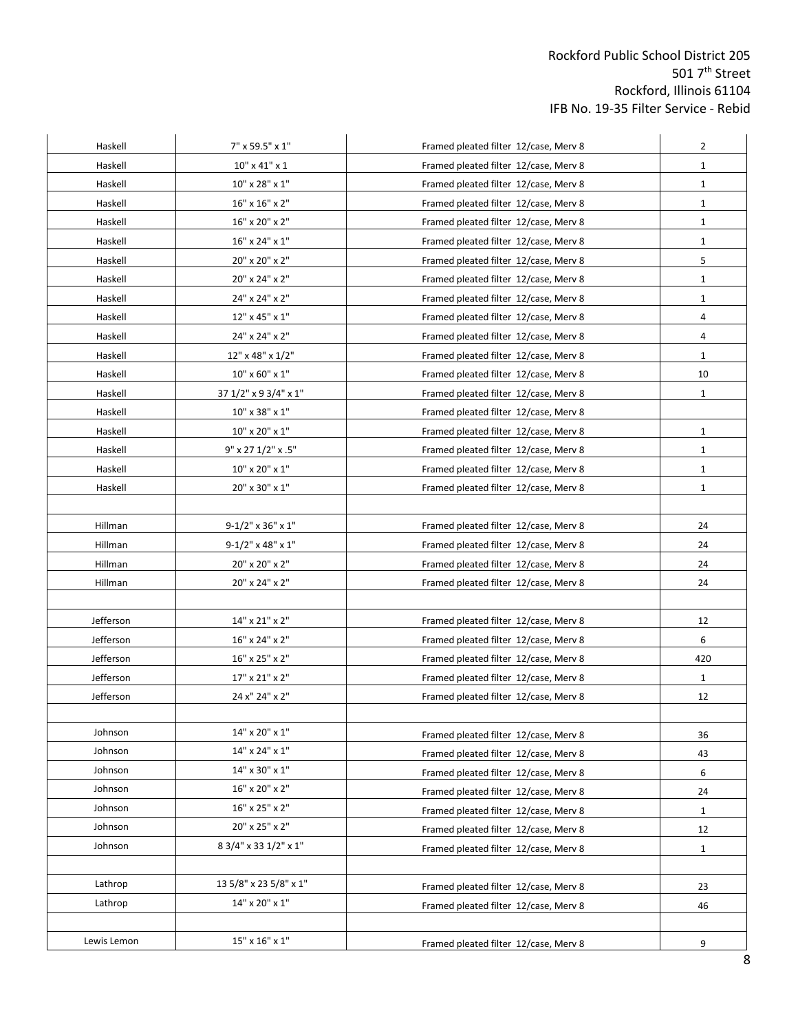| | | | |
|---|---|---|---|
| Haskell | 7" x 59.5" x 1" | Framed pleated filter 12/case, Merv 8 | 2 |
| Haskell | 10" x 41" x 1 | Framed pleated filter 12/case, Merv 8 | 1 |
| Haskell | 10" x 28" x 1" | Framed pleated filter 12/case, Merv 8 | 1 |
| Haskell | 16" x 16" x 2" | Framed pleated filter 12/case, Merv 8 | 1 |
| Haskell | 16" x 20" x 2" | Framed pleated filter 12/case, Merv 8 | 1 |
| Haskell | 16" x 24" x 1" | Framed pleated filter 12/case, Merv 8 | 1 |
| Haskell | 20" x 20" x 2" | Framed pleated filter 12/case, Merv 8 | 5 |
| Haskell | 20" x 24" x 2" | Framed pleated filter 12/case, Merv 8 | 1 |
| Haskell | 24" x 24" x 2" | Framed pleated filter 12/case, Merv 8 | 1 |
| Haskell | 12" x 45" x 1" | Framed pleated filter 12/case, Merv 8 | 4 |
| Haskell | 24" x 24" x 2" | Framed pleated filter 12/case, Merv 8 | 4 |
| Haskell | 12" x 48" x 1/2" | Framed pleated filter 12/case, Merv 8 | 1 |
| Haskell | 10" x 60" x 1" | Framed pleated filter 12/case, Merv 8 | 10 |
| Haskell | 37 1/2" x 9 3/4" x 1" | Framed pleated filter 12/case, Merv 8 | 1 |
| Haskell | 10" x 38" x 1" | Framed pleated filter 12/case, Merv 8 | |
| Haskell | 10" x 20" x 1" | Framed pleated filter 12/case, Merv 8 | 1 |
| Haskell | 9" x 27 1/2" x .5" | Framed pleated filter 12/case, Merv 8 | 1 |
| Haskell | 10" x 20" x 1" | Framed pleated filter 12/case, Merv 8 | 1 |
| Haskell | 20" x 30" x 1" | Framed pleated filter 12/case, Merv 8 | 1 |
| | | | |
| Hillman | 9-1/2" x 36" x 1" | Framed pleated filter 12/case, Merv 8 | 24 |
| Hillman | 9-1/2" x 48" x 1" | Framed pleated filter 12/case, Merv 8 | 24 |
| Hillman | 20" x 20" x 2" | Framed pleated filter 12/case, Merv 8 | 24 |
| Hillman | 20" x 24" x 2" | Framed pleated filter 12/case, Merv 8 | 24 |
| | | | |
| Jefferson | 14" x 21" x 2" | Framed pleated filter 12/case, Merv 8 | 12 |
| Jefferson | 16" x 24" x 2" | Framed pleated filter 12/case, Merv 8 | 6 |
| Jefferson | 16" x 25" x 2" | Framed pleated filter 12/case, Merv 8 | 420 |
| Jefferson | 17" x 21" x 2" | Framed pleated filter 12/case, Merv 8 | 1 |
| Jefferson | 24 x" 24" x 2" | Framed pleated filter 12/case, Merv 8 | 12 |
| | | | |
| Johnson | 14" x 20" x 1" | Framed pleated filter 12/case, Merv 8 | 36 |
| Johnson | 14" x 24" x 1" | Framed pleated filter 12/case, Merv 8 | 43 |
| Johnson | 14" x 30" x 1" | Framed pleated filter 12/case, Merv 8 | 6 |
| Johnson | 16" x 20" x 2" | Framed pleated filter 12/case, Merv 8 | 24 |
| Johnson | 16" x 25" x 2" | Framed pleated filter 12/case, Merv 8 | 1 |
| Johnson | 20" x 25" x 2" | Framed pleated filter 12/case, Merv 8 | 12 |
| Johnson | 8 3/4" x 33 1/2" x 1" | Framed pleated filter 12/case, Merv 8 | 1 |
| | | | |
| Lathrop | 13 5/8" x 23 5/8" x 1" | Framed pleated filter 12/case, Merv 8 | 23 |
| Lathrop | 14" x 20" x 1" | Framed pleated filter 12/case, Merv 8 | 46 |
| | | | |
| Lewis Lemon | 15" x 16" x 1" | Framed pleated filter 12/case, Merv 8 | 9 |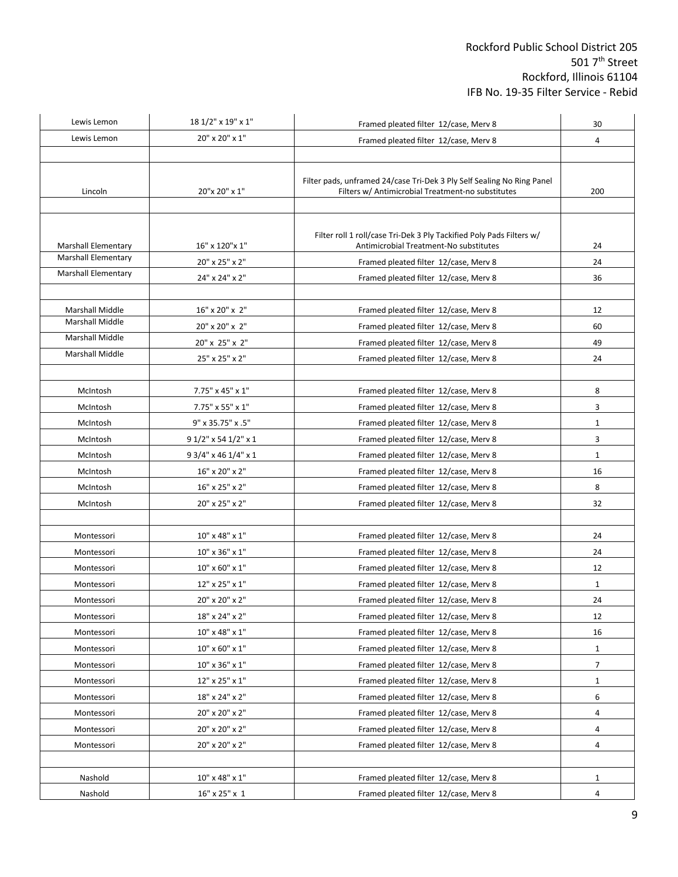| | | | |
|---|---|---|---|
| Lewis Lemon | 18 1/2" x 19" x 1" | Framed pleated filter 12/case, Merv 8 | 30 |
| Lewis Lemon | 20" x 20" x 1" | Framed pleated filter 12/case, Merv 8 | 4 |
| | | | |
| Lincoln | 20"x 20" x 1" | Filter pads, unframed 24/case Tri-Dek 3 Ply Self Sealing No Ring Panel Filters w/ Antimicrobial Treatment-no substitutes | 200 |
| | | | |
| Marshall Elementary | 16" x 120"x 1" | Filter roll 1 roll/case Tri-Dek 3 Ply Tackified Poly Pads Filters w/ Antimicrobial Treatment-No substitutes | 24 |
| Marshall Elementary | 20" x 25" x 2" | Framed pleated filter 12/case, Merv 8 | 24 |
| Marshall Elementary | 24" x 24" x 2" | Framed pleated filter 12/case, Merv 8 | 36 |
| | | | |
| Marshall Middle | 16" x 20" x 2" | Framed pleated filter 12/case, Merv 8 | 12 |
| Marshall Middle | 20" x 20" x 2" | Framed pleated filter 12/case, Merv 8 | 60 |
| Marshall Middle | 20" x 25" x 2" | Framed pleated filter 12/case, Merv 8 | 49 |
| Marshall Middle | 25" x 25" x 2" | Framed pleated filter 12/case, Merv 8 | 24 |
| | | | |
| McIntosh | 7.75" x 45" x 1" | Framed pleated filter 12/case, Merv 8 | 8 |
| McIntosh | 7.75" x 55" x 1" | Framed pleated filter 12/case, Merv 8 | 3 |
| McIntosh | 9" x 35.75" x .5" | Framed pleated filter 12/case, Merv 8 | 1 |
| McIntosh | 9 1/2" x 54 1/2" x 1 | Framed pleated filter 12/case, Merv 8 | 3 |
| McIntosh | 9 3/4" x 46 1/4" x 1 | Framed pleated filter 12/case, Merv 8 | 1 |
| McIntosh | 16" x 20" x 2" | Framed pleated filter 12/case, Merv 8 | 16 |
| McIntosh | 16" x 25" x 2" | Framed pleated filter 12/case, Merv 8 | 8 |
| McIntosh | 20" x 25" x 2" | Framed pleated filter 12/case, Merv 8 | 32 |
| | | | |
| Montessori | 10" x 48" x 1" | Framed pleated filter 12/case, Merv 8 | 24 |
| Montessori | 10" x 36" x 1" | Framed pleated filter 12/case, Merv 8 | 24 |
| Montessori | 10" x 60" x 1" | Framed pleated filter 12/case, Merv 8 | 12 |
| Montessori | 12" x 25" x 1" | Framed pleated filter 12/case, Merv 8 | 1 |
| Montessori | 20" x 20" x 2" | Framed pleated filter 12/case, Merv 8 | 24 |
| Montessori | 18" x 24" x 2" | Framed pleated filter 12/case, Merv 8 | 12 |
| Montessori | 10" x 48" x 1" | Framed pleated filter 12/case, Merv 8 | 16 |
| Montessori | 10" x 60" x 1" | Framed pleated filter 12/case, Merv 8 | 1 |
| Montessori | 10" x 36" x 1" | Framed pleated filter 12/case, Merv 8 | 7 |
| Montessori | 12" x 25" x 1" | Framed pleated filter 12/case, Merv 8 | 1 |
| Montessori | 18" x 24" x 2" | Framed pleated filter 12/case, Merv 8 | 6 |
| Montessori | 20" x 20" x 2" | Framed pleated filter 12/case, Merv 8 | 4 |
| Montessori | 20" x 20" x 2" | Framed pleated filter 12/case, Merv 8 | 4 |
| Montessori | 20" x 20" x 2" | Framed pleated filter 12/case, Merv 8 | 4 |
| | | | |
| Nashold | 10" x 48" x 1" | Framed pleated filter 12/case, Merv 8 | 1 |
| Nashold | 16" x 25" x 1 | Framed pleated filter 12/case, Merv 8 | 4 |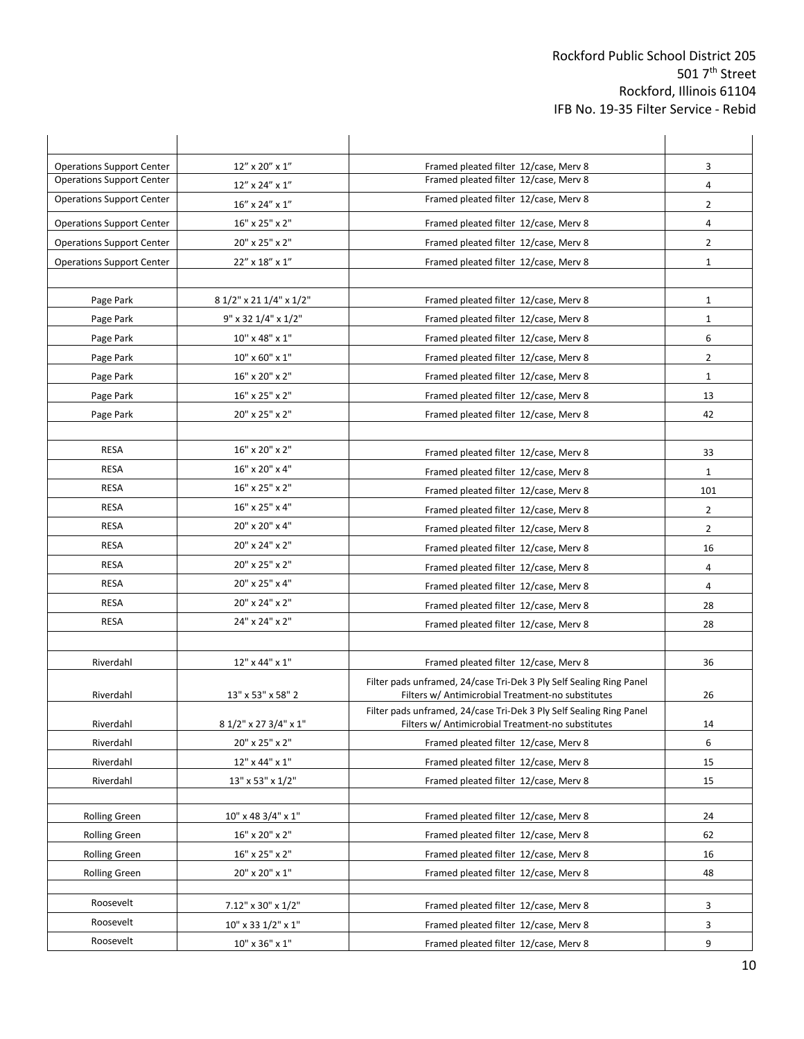| | | | |
|---|---|---|---|
| Operations Support Center | 12″ x 20″ x 1″ | Framed pleated filter 12/case, Merv 8 | 3 |
| Operations Support Center | 12″ x 24″ x 1″ | Framed pleated filter 12/case, Merv 8 | 4 |
| Operations Support Center | 16″ x 24″ x 1″ | Framed pleated filter 12/case, Merv 8 | 2 |
| Operations Support Center | 16" x 25" x 2" | Framed pleated filter 12/case, Merv 8 | 4 |
| Operations Support Center | 20" x 25" x 2" | Framed pleated filter 12/case, Merv 8 | 2 |
| Operations Support Center | 22″ x 18″ x 1″ | Framed pleated filter 12/case, Merv 8 | 1 |
| | | | |
| Page Park | 8 1/2" x 21 1/4" x 1/2" | Framed pleated filter 12/case, Merv 8 | 1 |
| Page Park | 9" x 32 1/4" x 1/2" | Framed pleated filter 12/case, Merv 8 | 1 |
| Page Park | 10'' x 48" x 1" | Framed pleated filter 12/case, Merv 8 | 6 |
| Page Park | 10" x 60" x 1" | Framed pleated filter 12/case, Merv 8 | 2 |
| Page Park | 16" x 20" x 2" | Framed pleated filter 12/case, Merv 8 | 1 |
| Page Park | 16" x 25" x 2" | Framed pleated filter 12/case, Merv 8 | 13 |
| Page Park | 20" x 25" x 2" | Framed pleated filter 12/case, Merv 8 | 42 |
| | | | |
| RESA | 16" x 20" x 2" | Framed pleated filter 12/case, Merv 8 | 33 |
| RESA | 16" x 20" x 4" | Framed pleated filter 12/case, Merv 8 | 1 |
| RESA | 16" x 25" x 2" | Framed pleated filter 12/case, Merv 8 | 101 |
| RESA | 16" x 25" x 4" | Framed pleated filter 12/case, Merv 8 | 2 |
| RESA | 20" x 20" x 4" | Framed pleated filter 12/case, Merv 8 | 2 |
| RESA | 20" x 24" x 2" | Framed pleated filter 12/case, Merv 8 | 16 |
| RESA | 20" x 25" x 2" | Framed pleated filter 12/case, Merv 8 | 4 |
| RESA | 20" x 25" x 4" | Framed pleated filter 12/case, Merv 8 | 4 |
| RESA | 20" x 24" x 2" | Framed pleated filter 12/case, Merv 8 | 28 |
| RESA | 24" x 24" x 2" | Framed pleated filter 12/case, Merv 8 | 28 |
| | | | |
| Riverdahl | 12" x 44" x 1" | Framed pleated filter 12/case, Merv 8 | 36 |
| Riverdahl | 13" x 53" x 58" 2 | Filter pads unframed, 24/case Tri-Dek 3 Ply Self Sealing Ring Panel Filters w/ Antimicrobial Treatment-no substitutes | 26 |
| Riverdahl | 8 1/2" x 27 3/4" x 1" | Filter pads unframed, 24/case Tri-Dek 3 Ply Self Sealing Ring Panel Filters w/ Antimicrobial Treatment-no substitutes | 14 |
| Riverdahl | 20" x 25" x 2" | Framed pleated filter 12/case, Merv 8 | 6 |
| Riverdahl | 12" x 44" x 1" | Framed pleated filter 12/case, Merv 8 | 15 |
| Riverdahl | 13" x 53" x 1/2" | Framed pleated filter 12/case, Merv 8 | 15 |
| | | | |
| Rolling Green | 10" x 48 3/4" x 1" | Framed pleated filter 12/case, Merv 8 | 24 |
| Rolling Green | 16" x 20" x 2" | Framed pleated filter 12/case, Merv 8 | 62 |
| Rolling Green | 16" x 25" x 2" | Framed pleated filter 12/case, Merv 8 | 16 |
| Rolling Green | 20" x 20" x 1" | Framed pleated filter 12/case, Merv 8 | 48 |
| | | | |
| Roosevelt | 7.12" x 30" x 1/2" | Framed pleated filter 12/case, Merv 8 | 3 |
| Roosevelt | 10" x 33 1/2" x 1" | Framed pleated filter 12/case, Merv 8 | 3 |
| Roosevelt | 10" x 36" x 1" | Framed pleated filter 12/case, Merv 8 | 9 |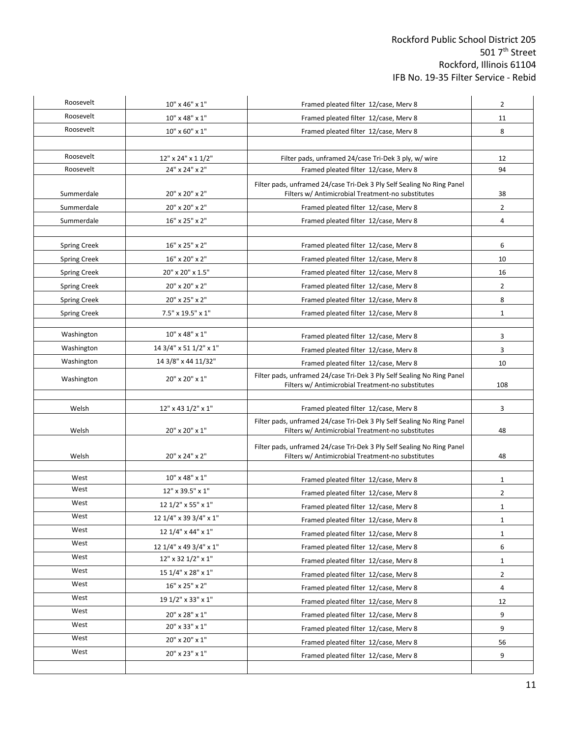| | | | |
|---|---|---|---|
| Roosevelt | 10" x 46" x 1" | Framed pleated filter 12/case, Merv 8 | 2 |
| Roosevelt | 10" x 48" x 1" | Framed pleated filter 12/case, Merv 8 | 11 |
| Roosevelt | 10" x 60" x 1" | Framed pleated filter 12/case, Merv 8 | 8 |
| | | | |
| Roosevelt | 12" x 24" x 1 1/2" | Filter pads, unframed 24/case Tri-Dek 3 ply, w/ wire | 12 |
| Roosevelt | 24" x 24" x 2" | Framed pleated filter 12/case, Merv 8 | 94 |
| Summerdale | 20" x 20" x 2" | Filter pads, unframed 24/case Tri-Dek 3 Ply Self Sealing No Ring Panel Filters w/ Antimicrobial Treatment-no substitutes | 38 |
| Summerdale | 20" x 20" x 2" | Framed pleated filter 12/case, Merv 8 | 2 |
| Summerdale | 16" x 25" x 2" | Framed pleated filter 12/case, Merv 8 | 4 |
| | | | |
| Spring Creek | 16" x 25" x 2" | Framed pleated filter 12/case, Merv 8 | 6 |
| Spring Creek | 16" x 20" x 2" | Framed pleated filter 12/case, Merv 8 | 10 |
| Spring Creek | 20" x 20" x 1.5" | Framed pleated filter 12/case, Merv 8 | 16 |
| Spring Creek | 20" x 20" x 2" | Framed pleated filter 12/case, Merv 8 | 2 |
| Spring Creek | 20" x 25" x 2" | Framed pleated filter 12/case, Merv 8 | 8 |
| Spring Creek | 7.5" x 19.5" x 1" | Framed pleated filter 12/case, Merv 8 | 1 |
| | | | |
| Washington | 10" x 48" x 1" | Framed pleated filter 12/case, Merv 8 | 3 |
| Washington | 14 3/4" x 51 1/2" x 1" | Framed pleated filter 12/case, Merv 8 | 3 |
| Washington | 14 3/8" x 44 11/32" | Framed pleated filter 12/case, Merv 8 | 10 |
| Washington | 20" x 20" x 1" | Filter pads, unframed 24/case Tri-Dek 3 Ply Self Sealing No Ring Panel Filters w/ Antimicrobial Treatment-no substitutes | 108 |
| | | | |
| Welsh | 12" x 43 1/2" x 1" | Framed pleated filter 12/case, Merv 8 | 3 |
| Welsh | 20" x 20" x 1" | Filter pads, unframed 24/case Tri-Dek 3 Ply Self Sealing No Ring Panel Filters w/ Antimicrobial Treatment-no substitutes | 48 |
| Welsh | 20" x 24" x 2" | Filter pads, unframed 24/case Tri-Dek 3 Ply Self Sealing No Ring Panel Filters w/ Antimicrobial Treatment-no substitutes | 48 |
| | | | |
| West | 10" x 48" x 1" | Framed pleated filter 12/case, Merv 8 | 1 |
| West | 12" x 39.5" x 1" | Framed pleated filter 12/case, Merv 8 | 2 |
| West | 12 1/2" x 55" x 1" | Framed pleated filter 12/case, Merv 8 | 1 |
| West | 12 1/4" x 39 3/4" x 1" | Framed pleated filter 12/case, Merv 8 | 1 |
| West | 12 1/4" x 44" x 1" | Framed pleated filter 12/case, Merv 8 | 1 |
| West | 12 1/4" x 49 3/4" x 1" | Framed pleated filter 12/case, Merv 8 | 6 |
| West | 12" x 32 1/2" x 1" | Framed pleated filter 12/case, Merv 8 | 1 |
| West | 15 1/4" x 28" x 1" | Framed pleated filter 12/case, Merv 8 | 2 |
| West | 16" x 25" x 2" | Framed pleated filter 12/case, Merv 8 | 4 |
| West | 19 1/2" x 33" x 1" | Framed pleated filter 12/case, Merv 8 | 12 |
| West | 20" x 28" x 1" | Framed pleated filter 12/case, Merv 8 | 9 |
| West | 20" x 33" x 1" | Framed pleated filter 12/case, Merv 8 | 9 |
| West | 20" x 20" x 1" | Framed pleated filter 12/case, Merv 8 | 56 |
| West | 20" x 23" x 1" | Framed pleated filter 12/case, Merv 8 | 9 |
| | | | |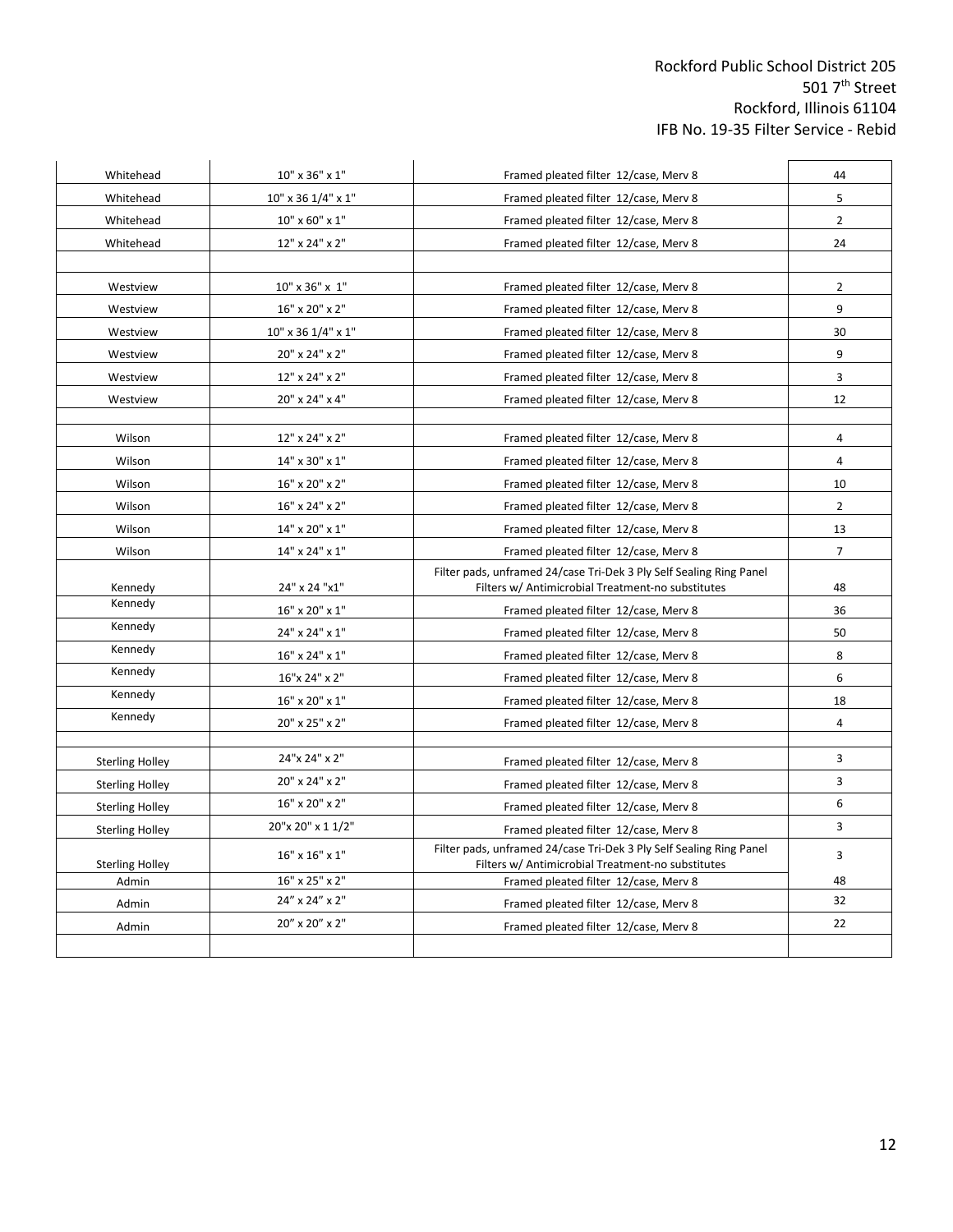| | | | |
|---|---|---|---|
| Whitehead | 10" x 36" x 1" | Framed pleated filter 12/case, Merv 8 | 44 |
| Whitehead | 10" x 36 1/4" x 1" | Framed pleated filter 12/case, Merv 8 | 5 |
| Whitehead | 10" x 60" x 1" | Framed pleated filter 12/case, Merv 8 | 2 |
| Whitehead | 12" x 24" x 2" | Framed pleated filter 12/case, Merv 8 | 24 |
| | | | |
| Westview | 10" x 36" x 1" | Framed pleated filter 12/case, Merv 8 | 2 |
| Westview | 16" x 20" x 2" | Framed pleated filter 12/case, Merv 8 | 9 |
| Westview | 10" x 36 1/4" x 1" | Framed pleated filter 12/case, Merv 8 | 30 |
| Westview | 20" x 24" x 2" | Framed pleated filter 12/case, Merv 8 | 9 |
| Westview | 12" x 24" x 2" | Framed pleated filter 12/case, Merv 8 | 3 |
| Westview | 20" x 24" x 4" | Framed pleated filter 12/case, Merv 8 | 12 |
| | | | |
| Wilson | 12" x 24" x 2" | Framed pleated filter 12/case, Merv 8 | 4 |
| Wilson | 14" x 30" x 1" | Framed pleated filter 12/case, Merv 8 | 4 |
| Wilson | 16" x 20" x 2" | Framed pleated filter 12/case, Merv 8 | 10 |
| Wilson | 16" x 24" x 2" | Framed pleated filter 12/case, Merv 8 | 2 |
| Wilson | 14" x 20" x 1" | Framed pleated filter 12/case, Merv 8 | 13 |
| Wilson | 14" x 24" x 1" | Framed pleated filter 12/case, Merv 8 | 7 |
| Kennedy | 24" x 24 "x1" | Filter pads, unframed 24/case Tri-Dek 3 Ply Self Sealing Ring Panel Filters w/ Antimicrobial Treatment-no substitutes | 48 |
| Kennedy | 16" x 20" x 1" | Framed pleated filter 12/case, Merv 8 | 36 |
| Kennedy | 24" x 24" x 1" | Framed pleated filter 12/case, Merv 8 | 50 |
| Kennedy | 16" x 24" x 1" | Framed pleated filter 12/case, Merv 8 | 8 |
| Kennedy | 16"x 24" x 2" | Framed pleated filter 12/case, Merv 8 | 6 |
| Kennedy | 16" x 20" x 1" | Framed pleated filter 12/case, Merv 8 | 18 |
| Kennedy | 20" x 25" x 2" | Framed pleated filter 12/case, Merv 8 | 4 |
| | | | |
| Sterling Holley | 24"x 24" x 2" | Framed pleated filter 12/case, Merv 8 | 3 |
| Sterling Holley | 20" x 24" x 2" | Framed pleated filter 12/case, Merv 8 | 3 |
| Sterling Holley | 16" x 20" x 2" | Framed pleated filter 12/case, Merv 8 | 6 |
| Sterling Holley | 20"x 20" x 1 1/2" | Framed pleated filter 12/case, Merv 8 | 3 |
| Sterling Holley | 16" x 16" x 1" | Filter pads, unframed 24/case Tri-Dek 3 Ply Self Sealing Ring Panel Filters w/ Antimicrobial Treatment-no substitutes | 3 |
| Admin | 16" x 25" x 2" | Framed pleated filter 12/case, Merv 8 | 48 |
| Admin | 24" x 24" x 2" | Framed pleated filter 12/case, Merv 8 | 32 |
| Admin | 20" x 20" x 2" | Framed pleated filter 12/case, Merv 8 | 22 |
| | | | |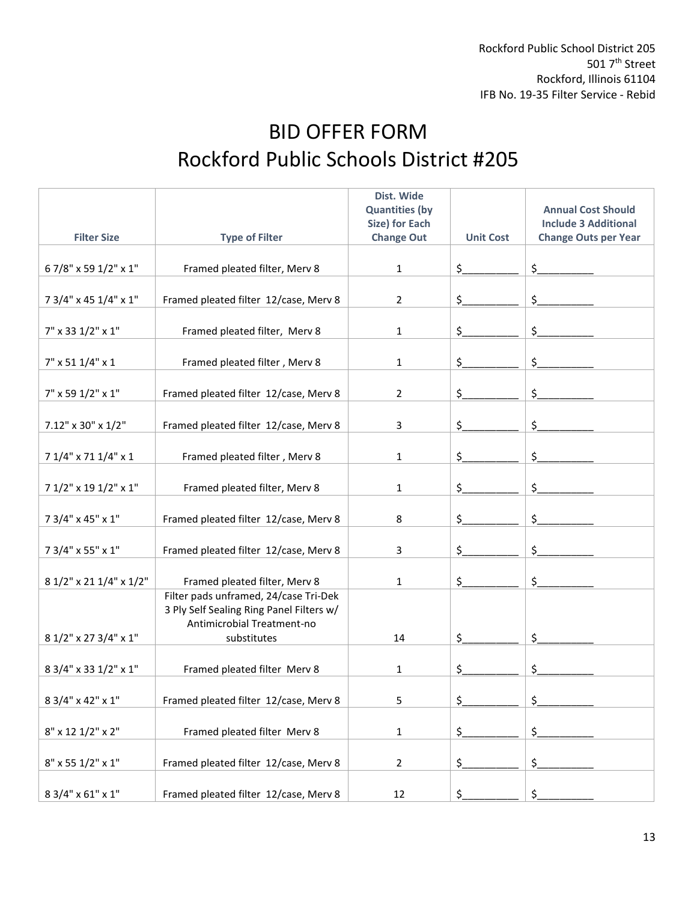Rockford Public School District 205
501 7th Street
Rockford, Illinois 61104
IFB No. 19-35 Filter Service - Rebid

# BID OFFER FORM
# Rockford Public Schools District #205

| Filter Size | Type of Filter | Dist. Wide Quantities (by Size) for Each Change Out | Unit Cost | Annual Cost Should Include 3 Additional Change Outs per Year |
|---|---|---|---|---|
| 6 7/8" x 59 1/2" x 1" | Framed pleated filter, Merv 8 | 1 | $_________ | $_________ |
| 7 3/4" x 45 1/4" x 1" | Framed pleated filter 12/case, Merv 8 | 2 | $_________ | $_________ |
| 7" x 33 1/2" x 1" | Framed pleated filter, Merv 8 | 1 | $_________ | $_________ |
| 7" x 51 1/4" x 1 | Framed pleated filter , Merv 8 | 1 | $_________ | $_________ |
| 7" x 59 1/2" x 1" | Framed pleated filter 12/case, Merv 8 | 2 | $_________ | $_________ |
| 7.12" x 30" x 1/2" | Framed pleated filter 12/case, Merv 8 | 3 | $_________ | $_________ |
| 7 1/4" x 71 1/4" x 1 | Framed pleated filter , Merv 8 | 1 | $_________ | $_________ |
| 7 1/2" x 19 1/2" x 1" | Framed pleated filter, Merv 8 | 1 | $_________ | $_________ |
| 7 3/4" x 45" x 1" | Framed pleated filter 12/case, Merv 8 | 8 | $_________ | $_________ |
| 7 3/4" x 55" x 1" | Framed pleated filter 12/case, Merv 8 | 3 | $_________ | $_________ |
| 8 1/2" x 21 1/4" x 1/2" | Framed pleated filter, Merv 8 | 1 | $_________ | $_________ |
| 8 1/2" x 27 3/4" x 1" | Filter pads unframed, 24/case Tri-Dek 3 Ply Self Sealing Ring Panel Filters w/ Antimicrobial Treatment-no substitutes | 14 | $_________ | $_________ |
| 8 3/4" x 33 1/2" x 1" | Framed pleated filter Merv 8 | 1 | $_________ | $_________ |
| 8 3/4" x 42" x 1" | Framed pleated filter 12/case, Merv 8 | 5 | $_________ | $_________ |
| 8" x 12 1/2" x 2" | Framed pleated filter Merv 8 | 1 | $_________ | $_________ |
| 8" x 55 1/2" x 1" | Framed pleated filter 12/case, Merv 8 | 2 | $_________ | $_________ |
| 8 3/4" x 61" x 1" | Framed pleated filter 12/case, Merv 8 | 12 | $_________ | $_________ |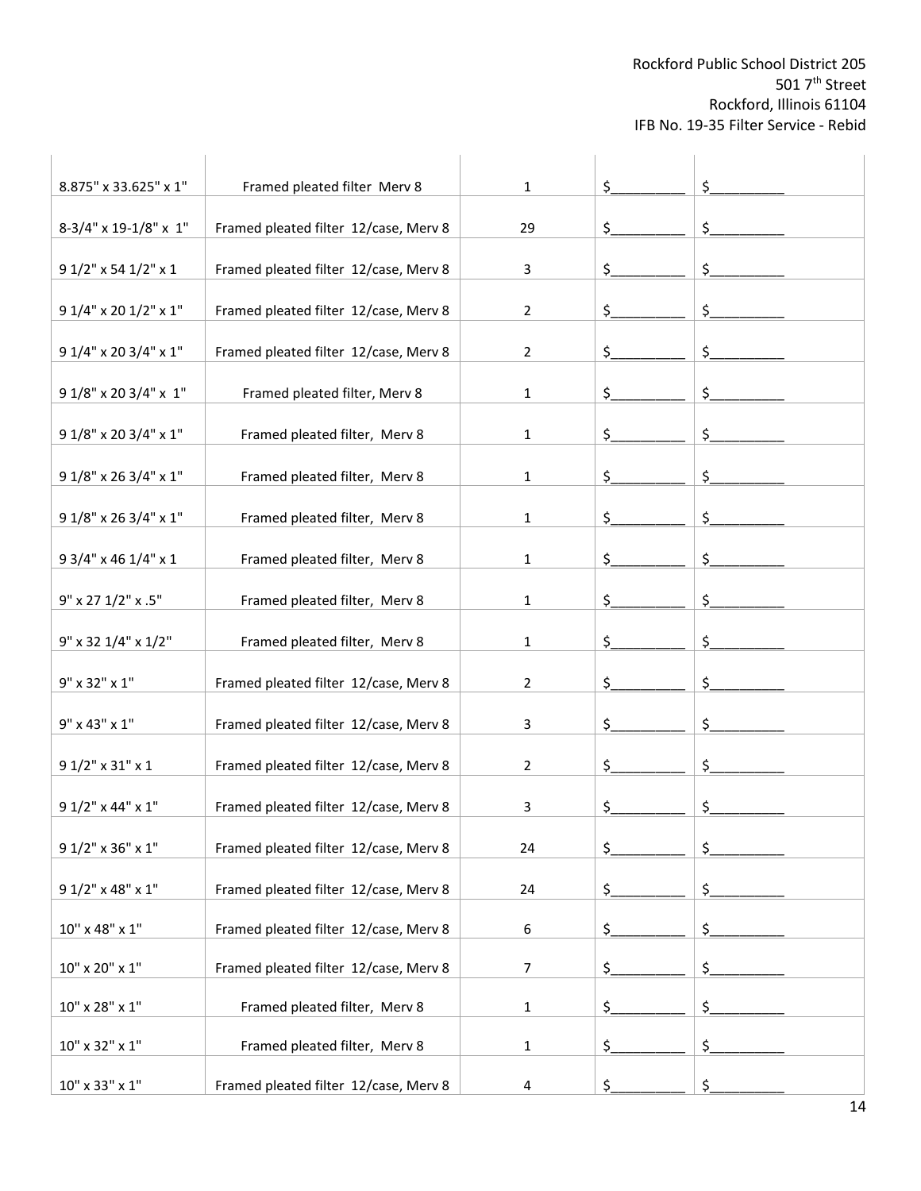| | | | | |
|---|---|---|---|---|
| 8.875" x 33.625" x 1" | Framed pleated filter Merv 8 | 1 | $__________ | $__________ |
| 8-3/4" x 19-1/8" x 1" | Framed pleated filter 12/case, Merv 8 | 29 | $__________ | $__________ |
| 9 1/2" x 54 1/2" x 1 | Framed pleated filter 12/case, Merv 8 | 3 | $__________ | $__________ |
| 9 1/4" x 20 1/2" x 1" | Framed pleated filter 12/case, Merv 8 | 2 | $__________ | $__________ |
| 9 1/4" x 20 3/4" x 1" | Framed pleated filter 12/case, Merv 8 | 2 | $__________ | $__________ |
| 9 1/8" x 20 3/4" x 1" | Framed pleated filter, Merv 8 | 1 | $__________ | $__________ |
| 9 1/8" x 20 3/4" x 1" | Framed pleated filter, Merv 8 | 1 | $__________ | $__________ |
| 9 1/8" x 26 3/4" x 1" | Framed pleated filter, Merv 8 | 1 | $__________ | $__________ |
| 9 1/8" x 26 3/4" x 1" | Framed pleated filter, Merv 8 | 1 | $__________ | $__________ |
| 9 3/4" x 46 1/4" x 1 | Framed pleated filter, Merv 8 | 1 | $__________ | $__________ |
| 9" x 27 1/2" x .5" | Framed pleated filter, Merv 8 | 1 | $__________ | $__________ |
| 9" x 32 1/4" x 1/2" | Framed pleated filter, Merv 8 | 1 | $__________ | $__________ |
| 9" x 32" x 1" | Framed pleated filter 12/case, Merv 8 | 2 | $__________ | $__________ |
| 9" x 43" x 1" | Framed pleated filter 12/case, Merv 8 | 3 | $__________ | $__________ |
| 9 1/2" x 31" x 1 | Framed pleated filter 12/case, Merv 8 | 2 | $__________ | $__________ |
| 9 1/2" x 44" x 1" | Framed pleated filter 12/case, Merv 8 | 3 | $__________ | $__________ |
| 9 1/2" x 36" x 1" | Framed pleated filter 12/case, Merv 8 | 24 | $__________ | $__________ |
| 9 1/2" x 48" x 1" | Framed pleated filter 12/case, Merv 8 | 24 | $__________ | $__________ |
| 10" x 48" x 1" | Framed pleated filter 12/case, Merv 8 | 6 | $__________ | $__________ |
| 10" x 20" x 1" | Framed pleated filter 12/case, Merv 8 | 7 | $__________ | $__________ |
| 10" x 28" x 1" | Framed pleated filter, Merv 8 | 1 | $__________ | $__________ |
| 10" x 32" x 1" | Framed pleated filter, Merv 8 | 1 | $__________ | $__________ |
| 10" x 33" x 1" | Framed pleated filter 12/case, Merv 8 | 4 | $__________ | $__________ |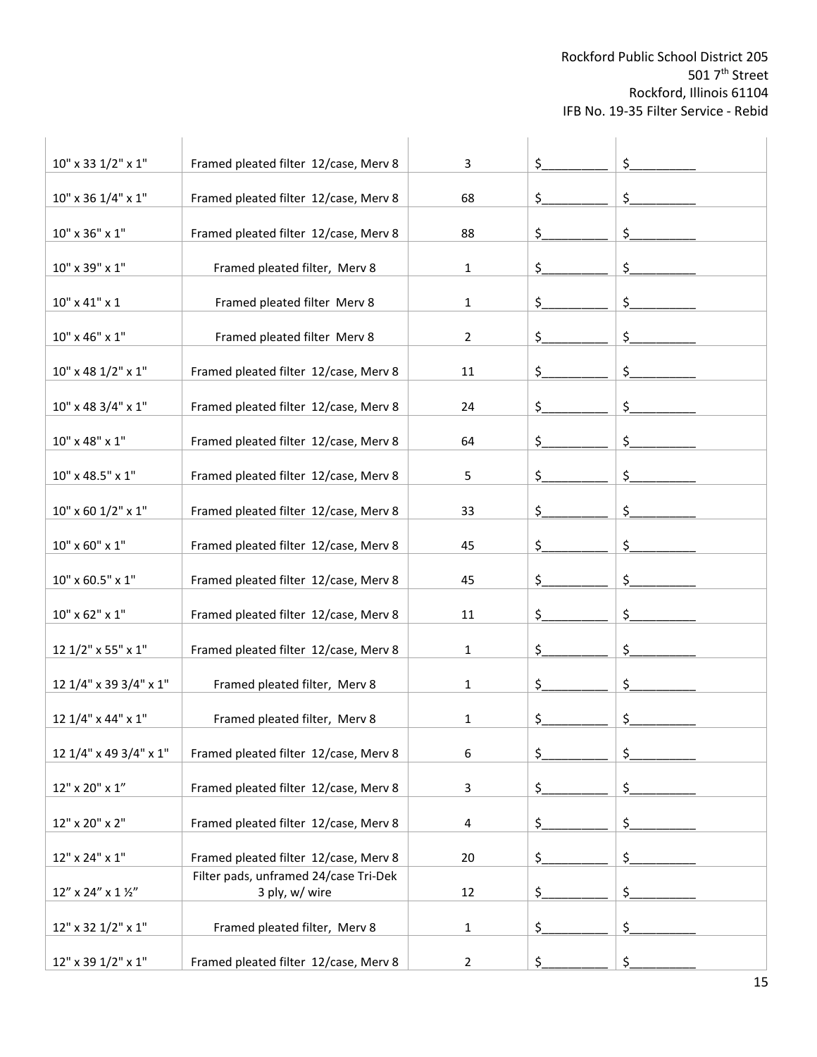| | | | | |
|---|---|---|---|---|
| 10" x 33 1/2" x 1" | Framed pleated filter 12/case, Merv 8 | 3 | $__________ | $__________ |
| 10" x 36 1/4" x 1" | Framed pleated filter 12/case, Merv 8 | 68 | $__________ | $__________ |
| 10" x 36" x 1" | Framed pleated filter 12/case, Merv 8 | 88 | $__________ | $__________ |
| 10" x 39" x 1" | Framed pleated filter, Merv 8 | 1 | $__________ | $__________ |
| 10" x 41" x 1 | Framed pleated filter Merv 8 | 1 | $__________ | $__________ |
| 10" x 46" x 1" | Framed pleated filter Merv 8 | 2 | $__________ | $__________ |
| 10" x 48 1/2" x 1" | Framed pleated filter 12/case, Merv 8 | 11 | $__________ | $__________ |
| 10" x 48 3/4" x 1" | Framed pleated filter 12/case, Merv 8 | 24 | $__________ | $__________ |
| 10" x 48" x 1" | Framed pleated filter 12/case, Merv 8 | 64 | $__________ | $__________ |
| 10" x 48.5" x 1" | Framed pleated filter 12/case, Merv 8 | 5 | $__________ | $__________ |
| 10" x 60 1/2" x 1" | Framed pleated filter 12/case, Merv 8 | 33 | $__________ | $__________ |
| 10" x 60" x 1" | Framed pleated filter 12/case, Merv 8 | 45 | $__________ | $__________ |
| 10" x 60.5" x 1" | Framed pleated filter 12/case, Merv 8 | 45 | $__________ | $__________ |
| 10" x 62" x 1" | Framed pleated filter 12/case, Merv 8 | 11 | $__________ | $__________ |
| 12 1/2" x 55" x 1" | Framed pleated filter 12/case, Merv 8 | 1 | $__________ | $__________ |
| 12 1/4" x 39 3/4" x 1" | Framed pleated filter, Merv 8 | 1 | $__________ | $__________ |
| 12 1/4" x 44" x 1" | Framed pleated filter, Merv 8 | 1 | $__________ | $__________ |
| 12 1/4" x 49 3/4" x 1" | Framed pleated filter 12/case, Merv 8 | 6 | $__________ | $__________ |
| 12" x 20" x 1" | Framed pleated filter 12/case, Merv 8 | 3 | $__________ | $__________ |
| 12" x 20" x 2" | Framed pleated filter 12/case, Merv 8 | 4 | $__________ | $__________ |
| 12" x 24" x 1" | Framed pleated filter 12/case, Merv 8 | 20 | $__________ | $__________ |
| 12" x 24" x 1 ½" | Filter pads, unframed 24/case Tri-Dek 3 ply, w/ wire | 12 | $__________ | $__________ |
| 12" x 32 1/2" x 1" | Framed pleated filter, Merv 8 | 1 | $__________ | $__________ |
| 12" x 39 1/2" x 1" | Framed pleated filter 12/case, Merv 8 | 2 | $__________ | $__________ |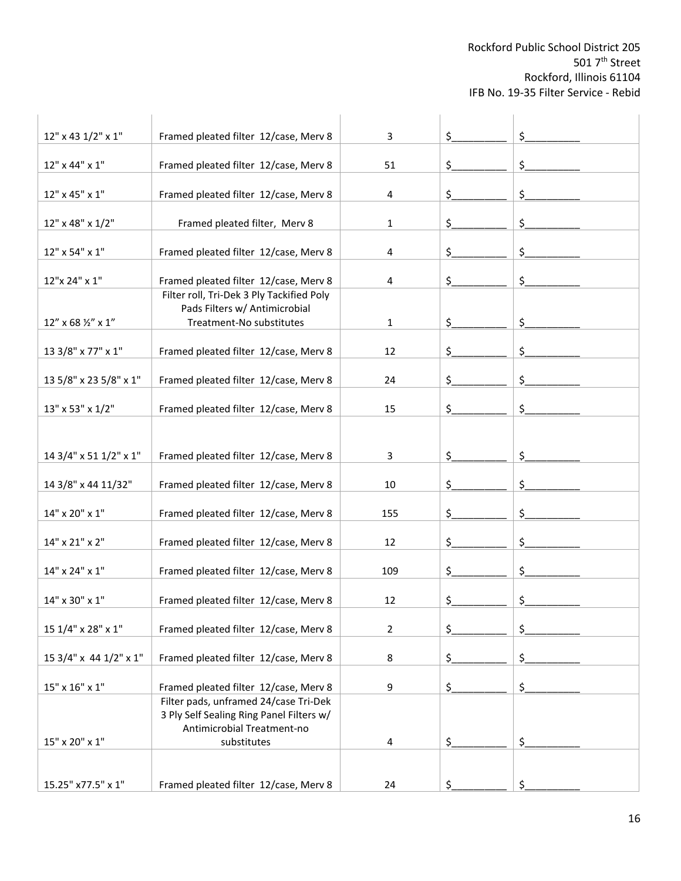Rockford Public School District 205
501 7th Street
Rockford, Illinois 61104
IFB No. 19-35 Filter Service - Rebid

| | | | | |
|---|---|---|---|---|
| 12" x 43 1/2" x 1" | Framed pleated filter 12/case, Merv 8 | 3 | $_________ | $_________ |
| 12" x 44" x 1" | Framed pleated filter 12/case, Merv 8 | 51 | $_________ | $_________ |
| 12" x 45" x 1" | Framed pleated filter 12/case, Merv 8 | 4 | $_________ | $_________ |
| 12" x 48" x 1/2" | Framed pleated filter, Merv 8 | 1 | $_________ | $_________ |
| 12" x 54" x 1" | Framed pleated filter 12/case, Merv 8 | 4 | $_________ | $_________ |
| 12"x 24" x 1" | Framed pleated filter 12/case, Merv 8 | 4 | $_________ | $_________ |
| 12” x 68 ½” x 1” | Filter roll, Tri-Dek 3 Ply Tackified Poly Pads Filters w/ Antimicrobial Treatment-No substitutes | 1 | $_________ | $_________ |
| 13 3/8" x 77" x 1" | Framed pleated filter 12/case, Merv 8 | 12 | $_________ | $_________ |
| 13 5/8" x 23 5/8" x 1" | Framed pleated filter 12/case, Merv 8 | 24 | $_________ | $_________ |
| 13" x 53" x 1/2" | Framed pleated filter 12/case, Merv 8 | 15 | $_________ | $_________ |
| 14 3/4" x 51 1/2" x 1" | Framed pleated filter 12/case, Merv 8 | 3 | $_________ | $_________ |
| 14 3/8" x 44 11/32" | Framed pleated filter 12/case, Merv 8 | 10 | $_________ | $_________ |
| 14" x 20" x 1" | Framed pleated filter 12/case, Merv 8 | 155 | $_________ | $_________ |
| 14" x 21" x 2" | Framed pleated filter 12/case, Merv 8 | 12 | $_________ | $_________ |
| 14" x 24" x 1" | Framed pleated filter 12/case, Merv 8 | 109 | $_________ | $_________ |
| 14" x 30" x 1" | Framed pleated filter 12/case, Merv 8 | 12 | $_________ | $_________ |
| 15 1/4" x 28" x 1" | Framed pleated filter 12/case, Merv 8 | 2 | $_________ | $_________ |
| 15 3/4" x 44 1/2" x 1" | Framed pleated filter 12/case, Merv 8 | 8 | $_________ | $_________ |
| 15" x 16" x 1" | Framed pleated filter 12/case, Merv 8 | 9 | $_________ | $_________ |
| 15" x 20" x 1" | Filter pads, unframed 24/case Tri-Dek 3 Ply Self Sealing Ring Panel Filters w/ Antimicrobial Treatment-no substitutes | 4 | $_________ | $_________ |
| 15.25" x77.5" x 1" | Framed pleated filter 12/case, Merv 8 | 24 | $_________ | $_________ |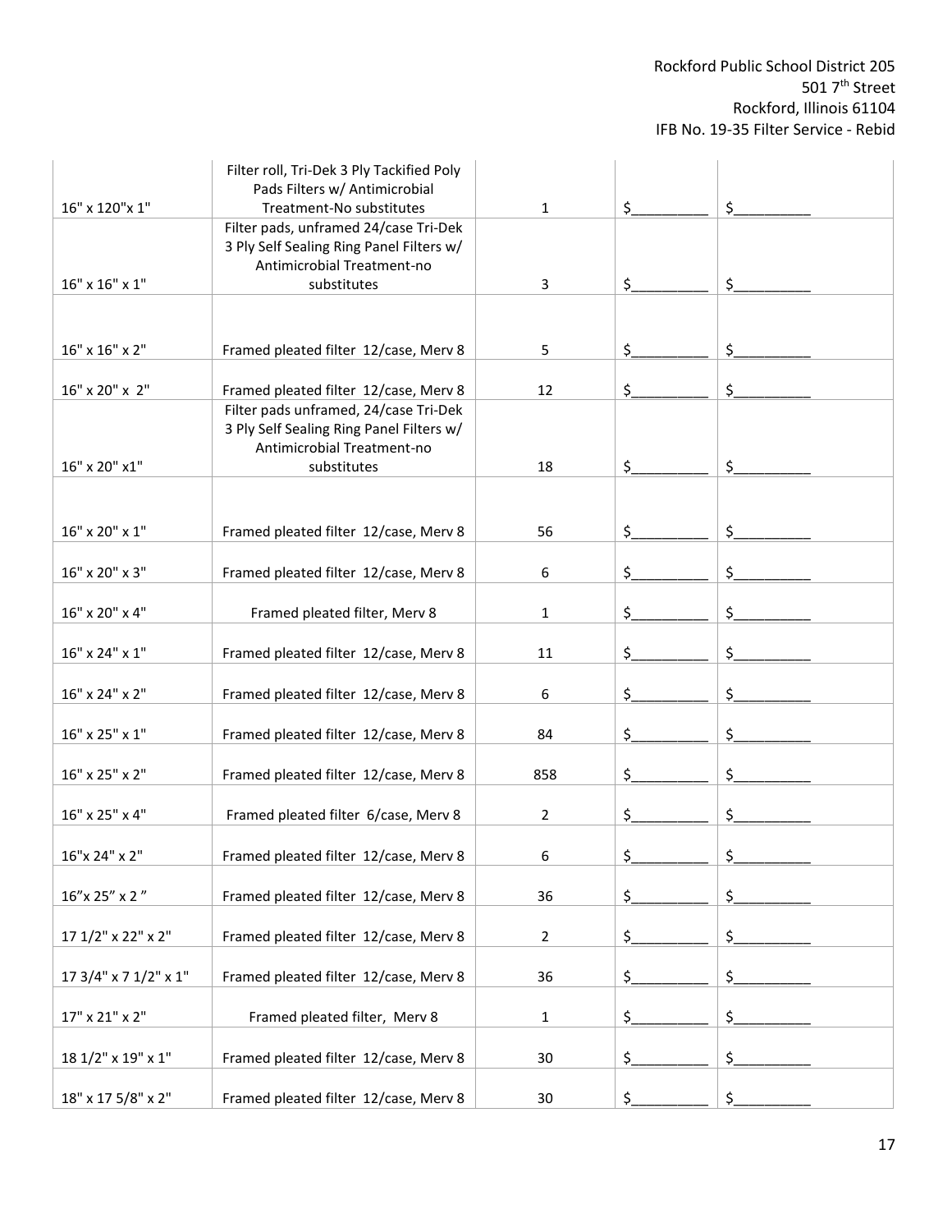| | | | | |
|---|---|---|---|---|
| 16" x 120"x 1" | Filter roll, Tri-Dek 3 Ply Tackified Poly Pads Filters w/ Antimicrobial Treatment-No substitutes | 1 | $_________ | $_________ |
| 16" x 16" x 1" | Filter pads, unframed 24/case Tri-Dek 3 Ply Self Sealing Ring Panel Filters w/ Antimicrobial Treatment-no substitutes | 3 | $_________ | $_________ |
| 16" x 16" x 2" | Framed pleated filter 12/case, Merv 8 | 5 | $_________ | $_________ |
| 16" x 20" x 2" | Framed pleated filter 12/case, Merv 8 | 12 | $_________ | $_________ |
| 16" x 20" x1" | Filter pads unframed, 24/case Tri-Dek 3 Ply Self Sealing Ring Panel Filters w/ Antimicrobial Treatment-no substitutes | 18 | $_________ | $_________ |
| 16" x 20" x 1" | Framed pleated filter 12/case, Merv 8 | 56 | $_________ | $_________ |
| 16" x 20" x 3" | Framed pleated filter 12/case, Merv 8 | 6 | $_________ | $_________ |
| 16" x 20" x 4" | Framed pleated filter, Merv 8 | 1 | $_________ | $_________ |
| 16" x 24" x 1" | Framed pleated filter 12/case, Merv 8 | 11 | $_________ | $_________ |
| 16" x 24" x 2" | Framed pleated filter 12/case, Merv 8 | 6 | $_________ | $_________ |
| 16" x 25" x 1" | Framed pleated filter 12/case, Merv 8 | 84 | $_________ | $_________ |
| 16" x 25" x 2" | Framed pleated filter 12/case, Merv 8 | 858 | $_________ | $_________ |
| 16" x 25" x 4" | Framed pleated filter 6/case, Merv 8 | 2 | $_________ | $_________ |
| 16"x 24" x 2" | Framed pleated filter 12/case, Merv 8 | 6 | $_________ | $_________ |
| 16"x 25" x 2 " | Framed pleated filter 12/case, Merv 8 | 36 | $_________ | $_________ |
| 17 1/2" x 22" x 2" | Framed pleated filter 12/case, Merv 8 | 2 | $_________ | $_________ |
| 17 3/4" x 7 1/2" x 1" | Framed pleated filter 12/case, Merv 8 | 36 | $_________ | $_________ |
| 17" x 21" x 2" | Framed pleated filter, Merv 8 | 1 | $_________ | $_________ |
| 18 1/2" x 19" x 1" | Framed pleated filter 12/case, Merv 8 | 30 | $_________ | $_________ |
| 18" x 17 5/8" x 2" | Framed pleated filter 12/case, Merv 8 | 30 | $_________ | $_________ |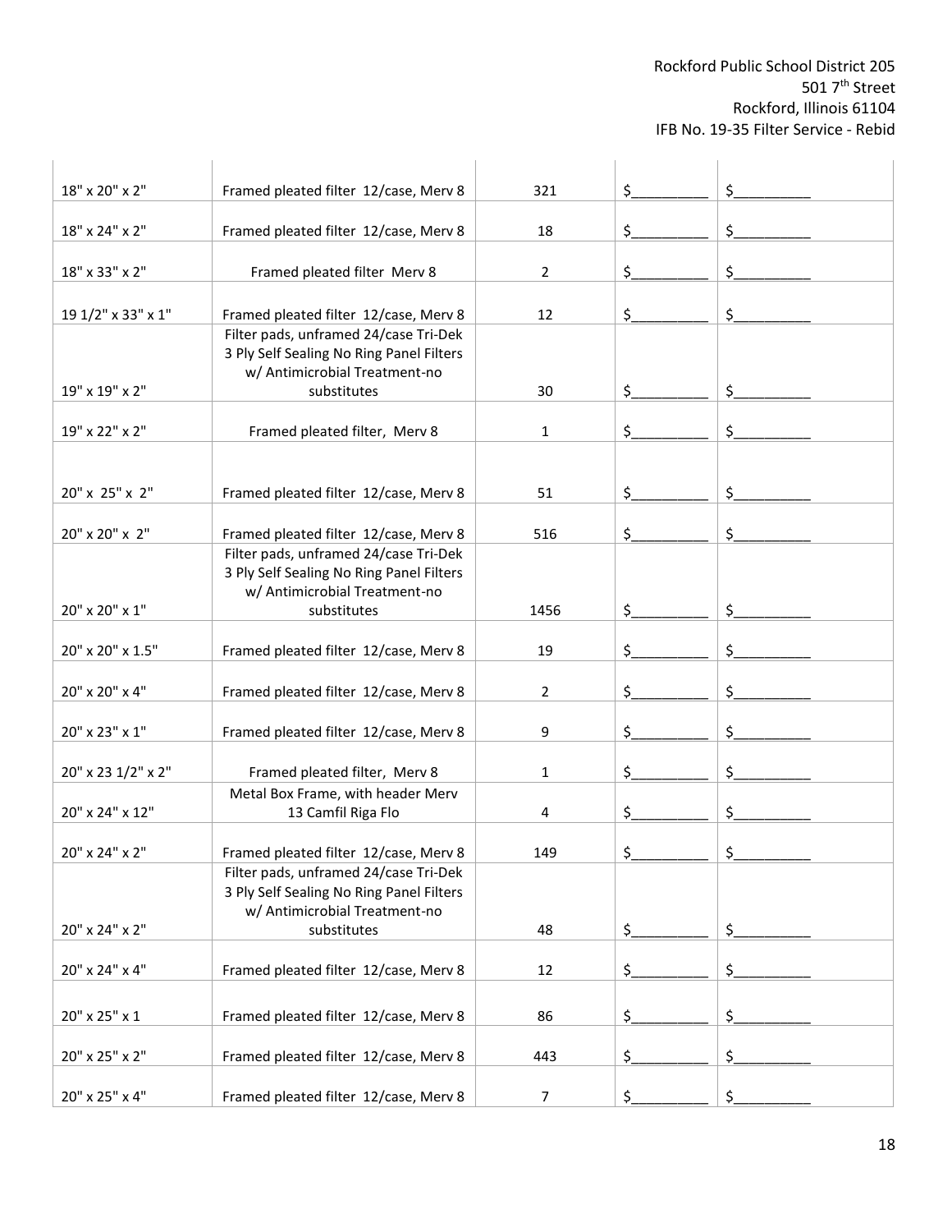| | | | | |
|---|---|---|---|---|
| 18" x 20" x 2" | Framed pleated filter 12/case, Merv 8 | 321 | $_________ | $_________ |
| 18" x 24" x 2" | Framed pleated filter 12/case, Merv 8 | 18 | $_________ | $_________ |
| 18" x 33" x 2" | Framed pleated filter Merv 8 | 2 | $_________ | $_________ |
| 19 1/2" x 33" x 1" | Framed pleated filter 12/case, Merv 8 | 12 | $_________ | $_________ |
| 19" x 19" x 2" | Filter pads, unframed 24/case Tri-Dek 3 Ply Self Sealing No Ring Panel Filters w/ Antimicrobial Treatment-no substitutes | 30 | $_________ | $_________ |
| 19" x 22" x 2" | Framed pleated filter, Merv 8 | 1 | $_________ | $_________ |
| 20" x 25" x 2" | Framed pleated filter 12/case, Merv 8 | 51 | $_________ | $_________ |
| 20" x 20" x 2" | Framed pleated filter 12/case, Merv 8 | 516 | $_________ | $_________ |
| 20" x 20" x 1" | Filter pads, unframed 24/case Tri-Dek 3 Ply Self Sealing No Ring Panel Filters w/ Antimicrobial Treatment-no substitutes | 1456 | $_________ | $_________ |
| 20" x 20" x 1.5" | Framed pleated filter 12/case, Merv 8 | 19 | $_________ | $_________ |
| 20" x 20" x 4" | Framed pleated filter 12/case, Merv 8 | 2 | $_________ | $_________ |
| 20" x 23" x 1" | Framed pleated filter 12/case, Merv 8 | 9 | $_________ | $_________ |
| 20" x 23 1/2" x 2" | Framed pleated filter, Merv 8 | 1 | $_________ | $_________ |
| 20" x 24" x 12" | Metal Box Frame, with header Merv 13 Camfil Riga Flo | 4 | $_________ | $_________ |
| 20" x 24" x 2" | Framed pleated filter 12/case, Merv 8 | 149 | $_________ | $_________ |
| 20" x 24" x 2" | Filter pads, unframed 24/case Tri-Dek 3 Ply Self Sealing No Ring Panel Filters w/ Antimicrobial Treatment-no substitutes | 48 | $_________ | $_________ |
| 20" x 24" x 4" | Framed pleated filter 12/case, Merv 8 | 12 | $_________ | $_________ |
| 20" x 25" x 1 | Framed pleated filter 12/case, Merv 8 | 86 | $_________ | $_________ |
| 20" x 25" x 2" | Framed pleated filter 12/case, Merv 8 | 443 | $_________ | $_________ |
| 20" x 25" x 4" | Framed pleated filter 12/case, Merv 8 | 7 | $_________ | $_________ |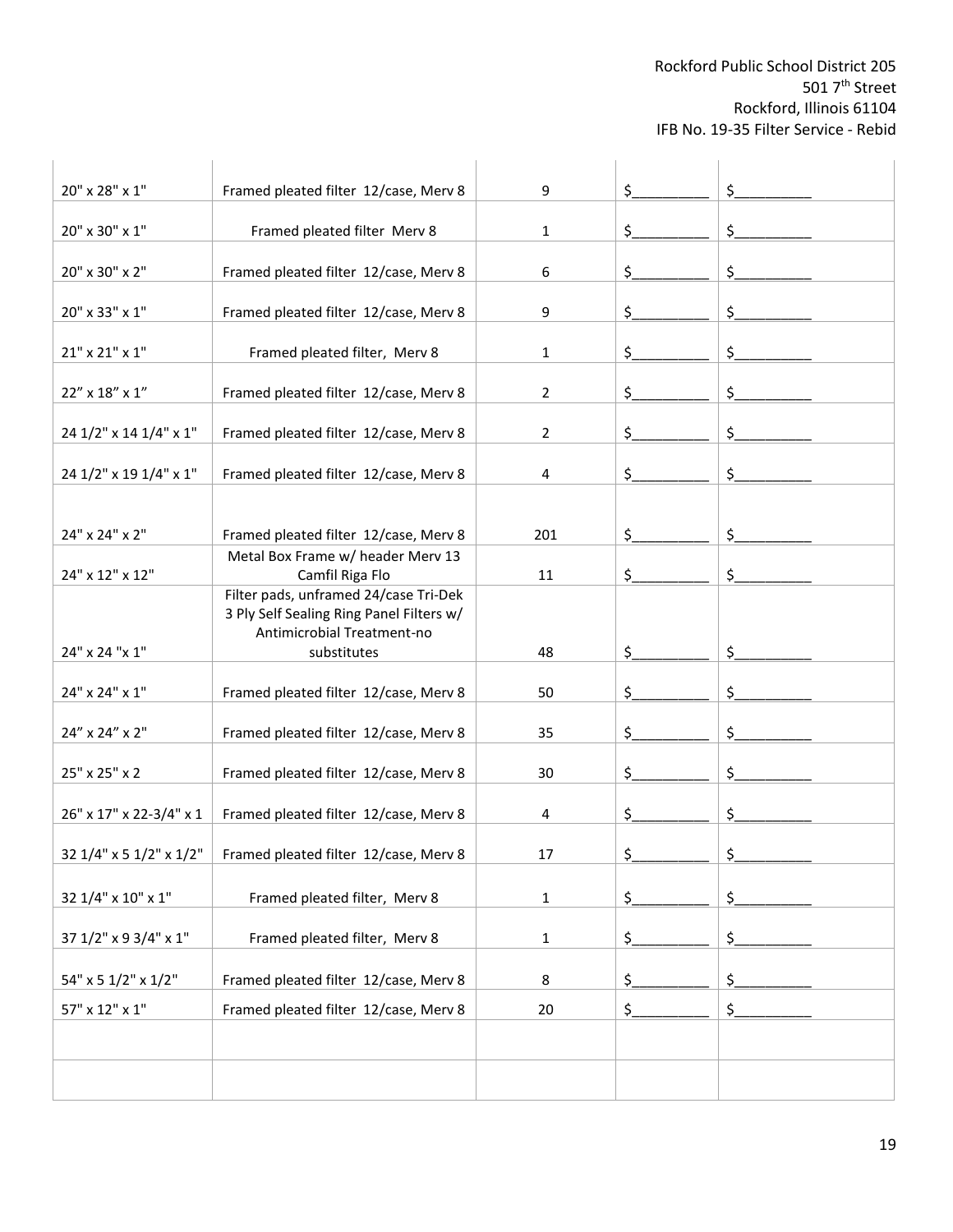| | | | | |
|---|---|---|---|---|
| 20" x 28" x 1" | Framed pleated filter 12/case, Merv 8 | 9 | $_________ | $_________ |
| 20" x 30" x 1" | Framed pleated filter Merv 8 | 1 | $_________ | $_________ |
| 20" x 30" x 2" | Framed pleated filter 12/case, Merv 8 | 6 | $_________ | $_________ |
| 20" x 33" x 1" | Framed pleated filter 12/case, Merv 8 | 9 | $_________ | $_________ |
| 21" x 21" x 1" | Framed pleated filter, Merv 8 | 1 | $_________ | $_________ |
| 22" x 18" x 1" | Framed pleated filter 12/case, Merv 8 | 2 | $_________ | $_________ |
| 24 1/2" x 14 1/4" x 1" | Framed pleated filter 12/case, Merv 8 | 2 | $_________ | $_________ |
| 24 1/2" x 19 1/4" x 1" | Framed pleated filter 12/case, Merv 8 | 4 | $_________ | $_________ |
| 24" x 24" x 2" | Framed pleated filter 12/case, Merv 8 | 201 | $_________ | $_________ |
| 24" x 12" x 12" | Metal Box Frame w/ header Merv 13 Camfil Riga Flo | 11 | $_________ | $_________ |
| 24" x 24 "x 1" | Filter pads, unframed 24/case Tri-Dek 3 Ply Self Sealing Ring Panel Filters w/ Antimicrobial Treatment-no substitutes | 48 | $_________ | $_________ |
| 24" x 24" x 1" | Framed pleated filter 12/case, Merv 8 | 50 | $_________ | $_________ |
| 24" x 24" x 2" | Framed pleated filter 12/case, Merv 8 | 35 | $_________ | $_________ |
| 25" x 25" x 2 | Framed pleated filter 12/case, Merv 8 | 30 | $_________ | $_________ |
| 26" x 17" x 22-3/4" x 1 | Framed pleated filter 12/case, Merv 8 | 4 | $_________ | $_________ |
| 32 1/4" x 5 1/2" x 1/2" | Framed pleated filter 12/case, Merv 8 | 17 | $_________ | $_________ |
| 32 1/4" x 10" x 1" | Framed pleated filter, Merv 8 | 1 | $_________ | $_________ |
| 37 1/2" x 9 3/4" x 1" | Framed pleated filter, Merv 8 | 1 | $_________ | $_________ |
| 54" x 5 1/2" x 1/2" | Framed pleated filter 12/case, Merv 8 | 8 | $_________ | $_________ |
| 57" x 12" x 1" | Framed pleated filter 12/case, Merv 8 | 20 | $_________ | $_________ |
| | | | | |
| | | | | |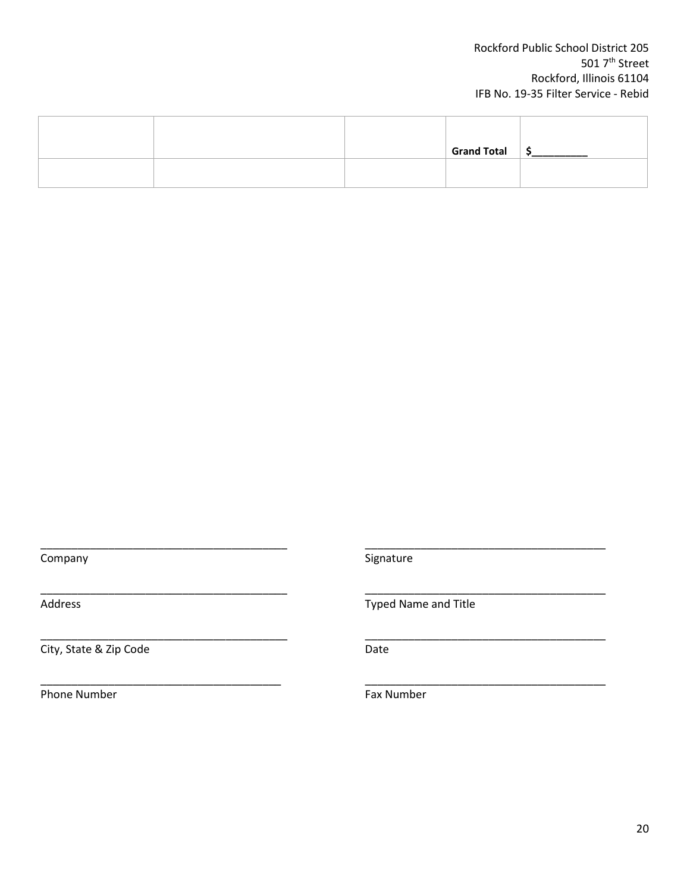| | | | | |
|---|---|---|---|---|
| | | | **Grand Total** | **$__________** |
| | | | | |

________________________________________
Company

________________________________________
Address

________________________________________
City, State & Zip Code

________________________________________
Phone Number

________________________________________
Signature

________________________________________
Typed Name and Title

________________________________________
Date

________________________________________
Fax Number